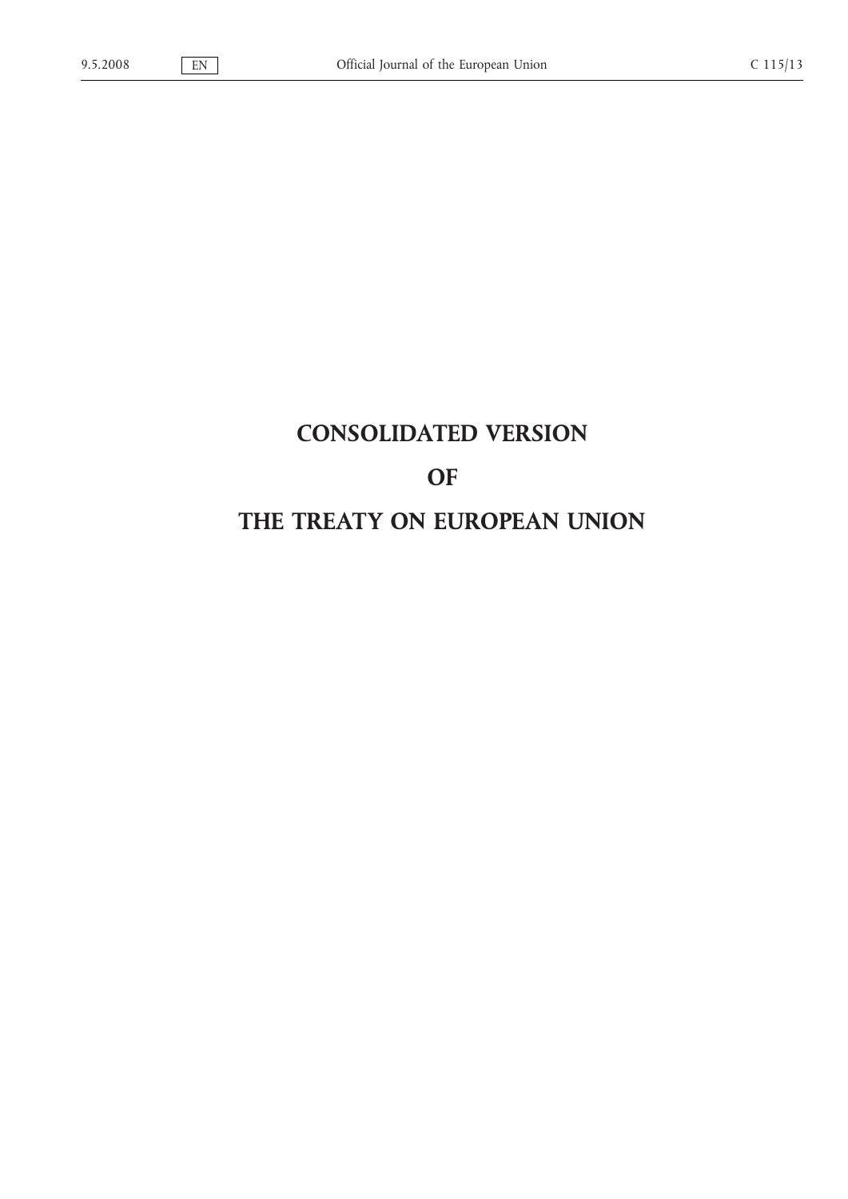# CONSOLIDATED VERSION

# OF

# THE TREATY ON EUROPEAN UNION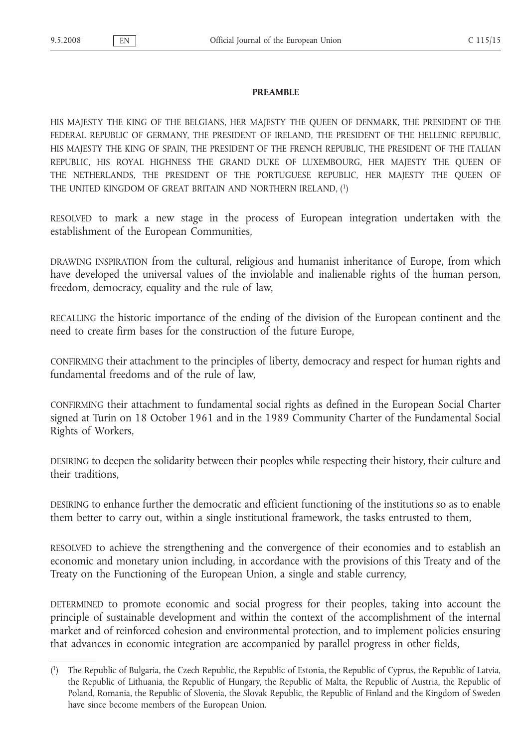**PREAMBLE**

HIS MAJESTY THE KING OF THE BELGIANS, HER MAJESTY THE QUEEN OF DENMARK, THE PRESIDENT OF THE FEDERAL REPUBLIC OF GERMANY, THE PRESIDENT OF IRELAND, THE PRESIDENT OF THE HELLENIC REPUBLIC, HIS MAJESTY THE KING OF SPAIN, THE PRESIDENT OF THE FRENCH REPUBLIC, THE PRESIDENT OF THE ITALIAN REPUBLIC, HIS ROYAL HIGHNESS THE GRAND DUKE OF LUXEMBOURG, HER MAJESTY THE QUEEN OF THE NETHERLANDS, THE PRESIDENT OF THE PORTUGUESE REPUBLIC, HER MAJESTY THE QUEEN OF THE UNITED KINGDOM OF GREAT BRITAIN AND NORTHERN IRELAND, [1]

RESOLVED to mark a new stage in the process of European integration undertaken with the establishment of the European Communities,

DRAWING INSPIRATION from the cultural, religious and humanist inheritance of Europe, from which have developed the universal values of the inviolable and inalienable rights of the human person, freedom, democracy, equality and the rule of law,

RECALLING the historic importance of the ending of the division of the European continent and the need to create firm bases for the construction of the future Europe,

CONFIRMING their attachment to the principles of liberty, democracy and respect for human rights and fundamental freedoms and of the rule of law,

CONFIRMING their attachment to fundamental social rights as defined in the European Social Charter signed at Turin on 18 October 1961 and in the 1989 Community Charter of the Fundamental Social Rights of Workers,

DESIRING to deepen the solidarity between their peoples while respecting their history, their culture and their traditions,

DESIRING to enhance further the democratic and efficient functioning of the institutions so as to enable them better to carry out, within a single institutional framework, the tasks entrusted to them,

RESOLVED to achieve the strengthening and the convergence of their economies and to establish an economic and monetary union including, in accordance with the provisions of this Treaty and of the Treaty on the Functioning of the European Union, a single and stable currency,

DETERMINED to promote economic and social progress for their peoples, taking into account the principle of sustainable development and within the context of the accomplishment of the internal market and of reinforced cohesion and environmental protection, and to implement policies ensuring that advances in economic integration are accompanied by parallel progress in other fields,

---

[1] The Republic of Bulgaria, the Czech Republic, the Republic of Estonia, the Republic of Cyprus, the Republic of Latvia, the Republic of Lithuania, the Republic of Hungary, the Republic of Malta, the Republic of Austria, the Republic of Poland, Romania, the Republic of Slovenia, the Slovak Republic, the Republic of Finland and the Kingdom of Sweden have since become members of the European Union.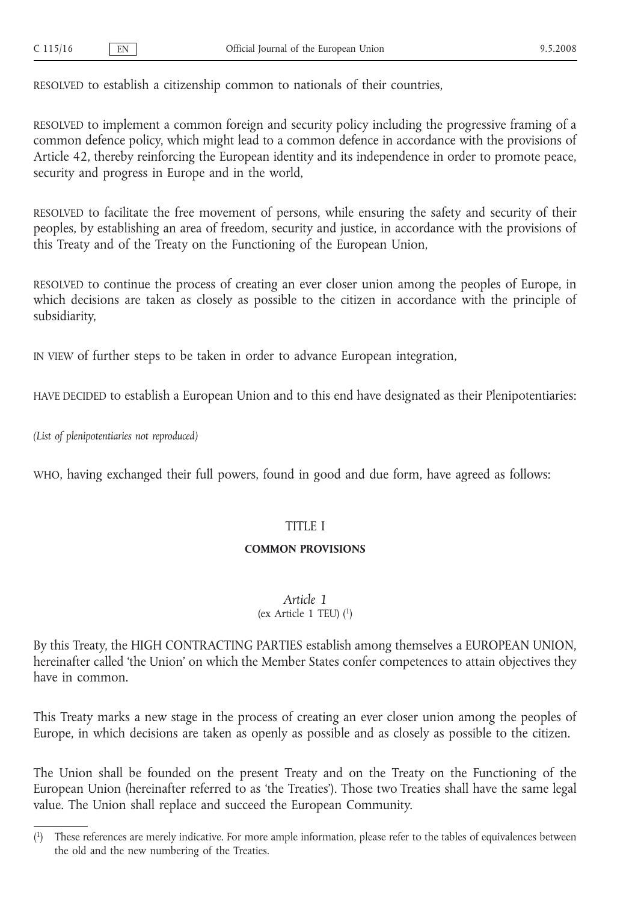RESOLVED to establish a citizenship common to nationals of their countries,

RESOLVED to implement a common foreign and security policy including the progressive framing of a common defence policy, which might lead to a common defence in accordance with the provisions of Article 42, thereby reinforcing the European identity and its independence in order to promote peace, security and progress in Europe and in the world,

RESOLVED to facilitate the free movement of persons, while ensuring the safety and security of their peoples, by establishing an area of freedom, security and justice, in accordance with the provisions of this Treaty and of the Treaty on the Functioning of the European Union,

RESOLVED to continue the process of creating an ever closer union among the peoples of Europe, in which decisions are taken as closely as possible to the citizen in accordance with the principle of subsidiarity,

IN VIEW of further steps to be taken in order to advance European integration,

HAVE DECIDED to establish a European Union and to this end have designated as their Plenipotentiaries:

*(List of plenipotentiaries not reproduced)*

WHO, having exchanged their full powers, found in good and due form, have agreed as follows:

## TITLE I

## COMMON PROVISIONS

### *Article 1*

(ex Article 1 TEU) [1]

By this Treaty, the HIGH CONTRACTING PARTIES establish among themselves a EUROPEAN UNION, hereinafter called 'the Union' on which the Member States confer competences to attain objectives they have in common.

This Treaty marks a new stage in the process of creating an ever closer union among the peoples of Europe, in which decisions are taken as openly as possible and as closely as possible to the citizen.

The Union shall be founded on the present Treaty and on the Treaty on the Functioning of the European Union (hereinafter referred to as 'the Treaties'). Those two Treaties shall have the same legal value. The Union shall replace and succeed the European Community.

---

[1] These references are merely indicative. For more ample information, please refer to the tables of equivalences between the old and the new numbering of the Treaties.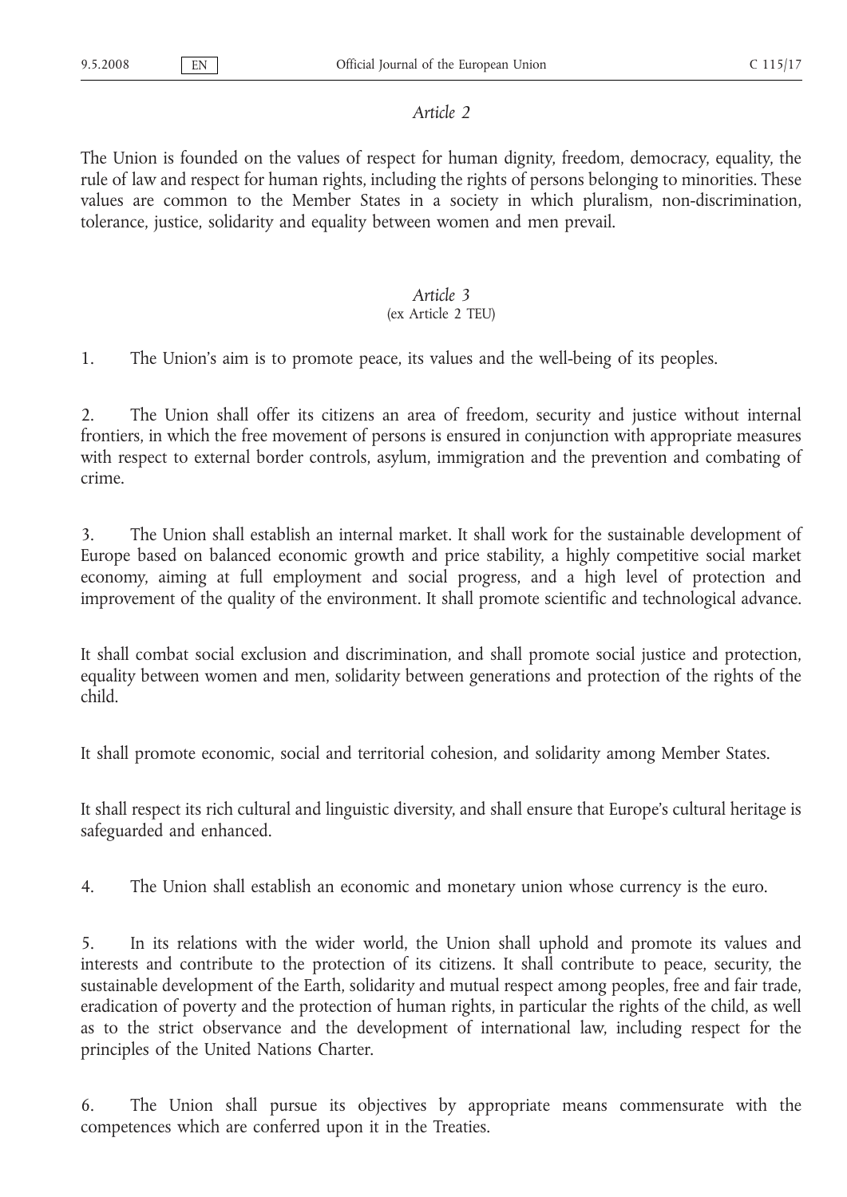*Article 2*

The Union is founded on the values of respect for human dignity, freedom, democracy, equality, the rule of law and respect for human rights, including the rights of persons belonging to minorities. These values are common to the Member States in a society in which pluralism, non-discrimination, tolerance, justice, solidarity and equality between women and men prevail.

*Article 3*
(ex Article 2 TEU)

1. The Union's aim is to promote peace, its values and the well-being of its peoples.

2. The Union shall offer its citizens an area of freedom, security and justice without internal frontiers, in which the free movement of persons is ensured in conjunction with appropriate measures with respect to external border controls, asylum, immigration and the prevention and combating of crime.

3. The Union shall establish an internal market. It shall work for the sustainable development of Europe based on balanced economic growth and price stability, a highly competitive social market economy, aiming at full employment and social progress, and a high level of protection and improvement of the quality of the environment. It shall promote scientific and technological advance.

It shall combat social exclusion and discrimination, and shall promote social justice and protection, equality between women and men, solidarity between generations and protection of the rights of the child.

It shall promote economic, social and territorial cohesion, and solidarity among Member States.

It shall respect its rich cultural and linguistic diversity, and shall ensure that Europe's cultural heritage is safeguarded and enhanced.

4. The Union shall establish an economic and monetary union whose currency is the euro.

5. In its relations with the wider world, the Union shall uphold and promote its values and interests and contribute to the protection of its citizens. It shall contribute to peace, security, the sustainable development of the Earth, solidarity and mutual respect among peoples, free and fair trade, eradication of poverty and the protection of human rights, in particular the rights of the child, as well as to the strict observance and the development of international law, including respect for the principles of the United Nations Charter.

6. The Union shall pursue its objectives by appropriate means commensurate with the competences which are conferred upon it in the Treaties.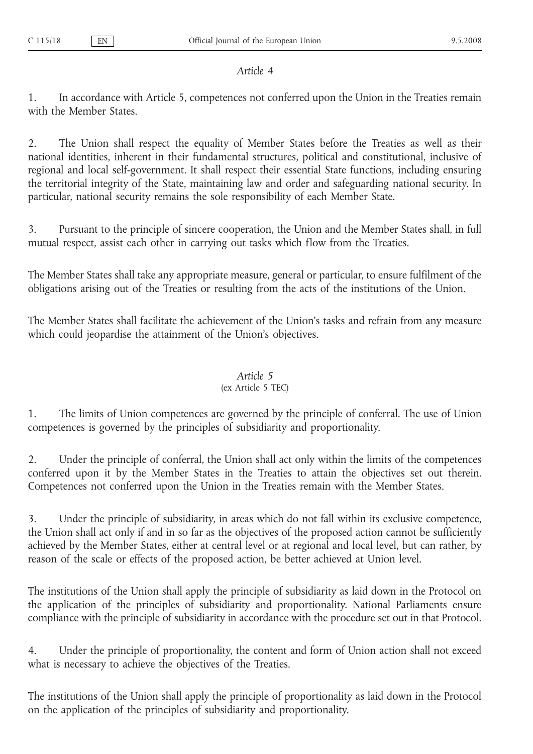*Article 4*

1. In accordance with Article 5, competences not conferred upon the Union in the Treaties remain with the Member States.

2. The Union shall respect the equality of Member States before the Treaties as well as their national identities, inherent in their fundamental structures, political and constitutional, inclusive of regional and local self-government. It shall respect their essential State functions, including ensuring the territorial integrity of the State, maintaining law and order and safeguarding national security. In particular, national security remains the sole responsibility of each Member State.

3. Pursuant to the principle of sincere cooperation, the Union and the Member States shall, in full mutual respect, assist each other in carrying out tasks which flow from the Treaties.

The Member States shall take any appropriate measure, general or particular, to ensure fulfilment of the obligations arising out of the Treaties or resulting from the acts of the institutions of the Union.

The Member States shall facilitate the achievement of the Union's tasks and refrain from any measure which could jeopardise the attainment of the Union's objectives.

*Article 5*
(ex Article 5 TEC)

1. The limits of Union competences are governed by the principle of conferral. The use of Union competences is governed by the principles of subsidiarity and proportionality.

2. Under the principle of conferral, the Union shall act only within the limits of the competences conferred upon it by the Member States in the Treaties to attain the objectives set out therein. Competences not conferred upon the Union in the Treaties remain with the Member States.

3. Under the principle of subsidiarity, in areas which do not fall within its exclusive competence, the Union shall act only if and in so far as the objectives of the proposed action cannot be sufficiently achieved by the Member States, either at central level or at regional and local level, but can rather, by reason of the scale or effects of the proposed action, be better achieved at Union level.

The institutions of the Union shall apply the principle of subsidiarity as laid down in the Protocol on the application of the principles of subsidiarity and proportionality. National Parliaments ensure compliance with the principle of subsidiarity in accordance with the procedure set out in that Protocol.

4. Under the principle of proportionality, the content and form of Union action shall not exceed what is necessary to achieve the objectives of the Treaties.

The institutions of the Union shall apply the principle of proportionality as laid down in the Protocol on the application of the principles of subsidiarity and proportionality.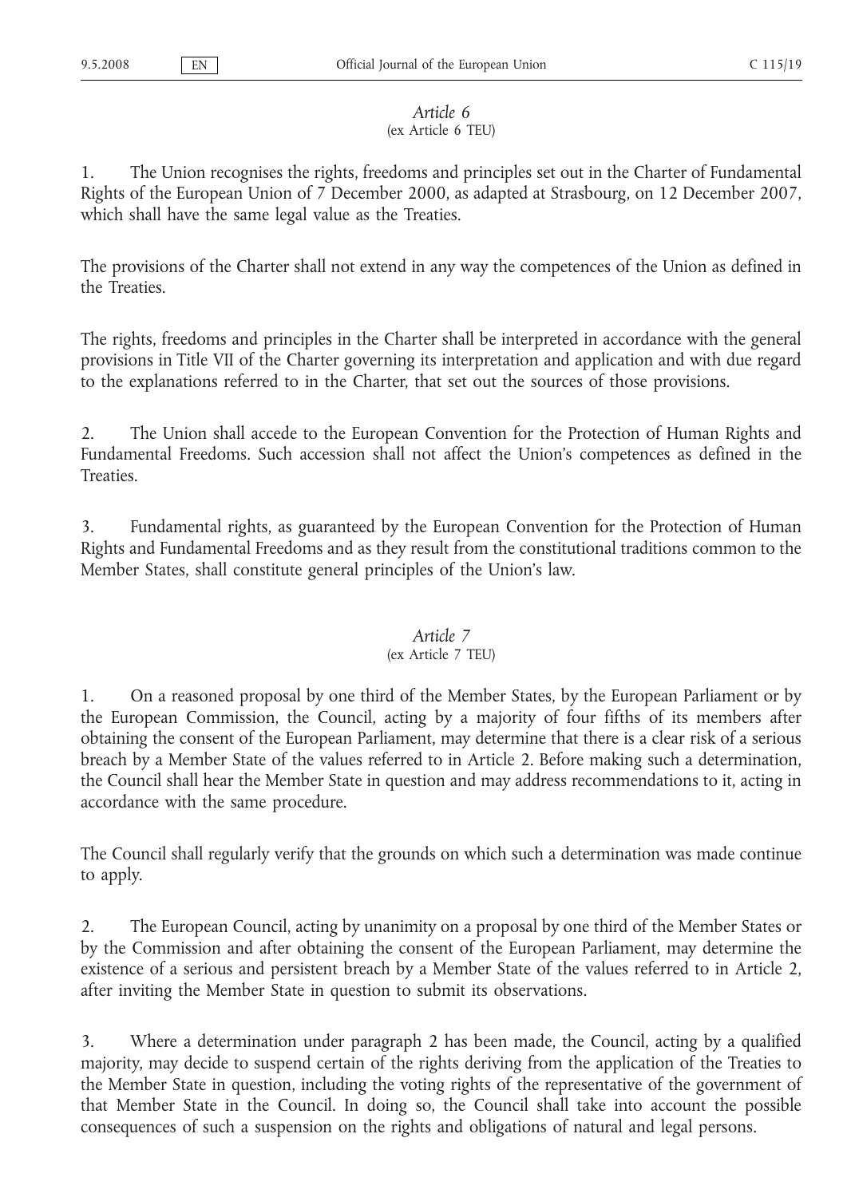*Article 6*
(ex Article 6 TEU)

1. The Union recognises the rights, freedoms and principles set out in the Charter of Fundamental Rights of the European Union of 7 December 2000, as adapted at Strasbourg, on 12 December 2007, which shall have the same legal value as the Treaties.

The provisions of the Charter shall not extend in any way the competences of the Union as defined in the Treaties.

The rights, freedoms and principles in the Charter shall be interpreted in accordance with the general provisions in Title VII of the Charter governing its interpretation and application and with due regard to the explanations referred to in the Charter, that set out the sources of those provisions.

2. The Union shall accede to the European Convention for the Protection of Human Rights and Fundamental Freedoms. Such accession shall not affect the Union's competences as defined in the Treaties.

3. Fundamental rights, as guaranteed by the European Convention for the Protection of Human Rights and Fundamental Freedoms and as they result from the constitutional traditions common to the Member States, shall constitute general principles of the Union's law.

*Article 7*
(ex Article 7 TEU)

1. On a reasoned proposal by one third of the Member States, by the European Parliament or by the European Commission, the Council, acting by a majority of four fifths of its members after obtaining the consent of the European Parliament, may determine that there is a clear risk of a serious breach by a Member State of the values referred to in Article 2. Before making such a determination, the Council shall hear the Member State in question and may address recommendations to it, acting in accordance with the same procedure.

The Council shall regularly verify that the grounds on which such a determination was made continue to apply.

2. The European Council, acting by unanimity on a proposal by one third of the Member States or by the Commission and after obtaining the consent of the European Parliament, may determine the existence of a serious and persistent breach by a Member State of the values referred to in Article 2, after inviting the Member State in question to submit its observations.

3. Where a determination under paragraph 2 has been made, the Council, acting by a qualified majority, may decide to suspend certain of the rights deriving from the application of the Treaties to the Member State in question, including the voting rights of the representative of the government of that Member State in the Council. In doing so, the Council shall take into account the possible consequences of such a suspension on the rights and obligations of natural and legal persons.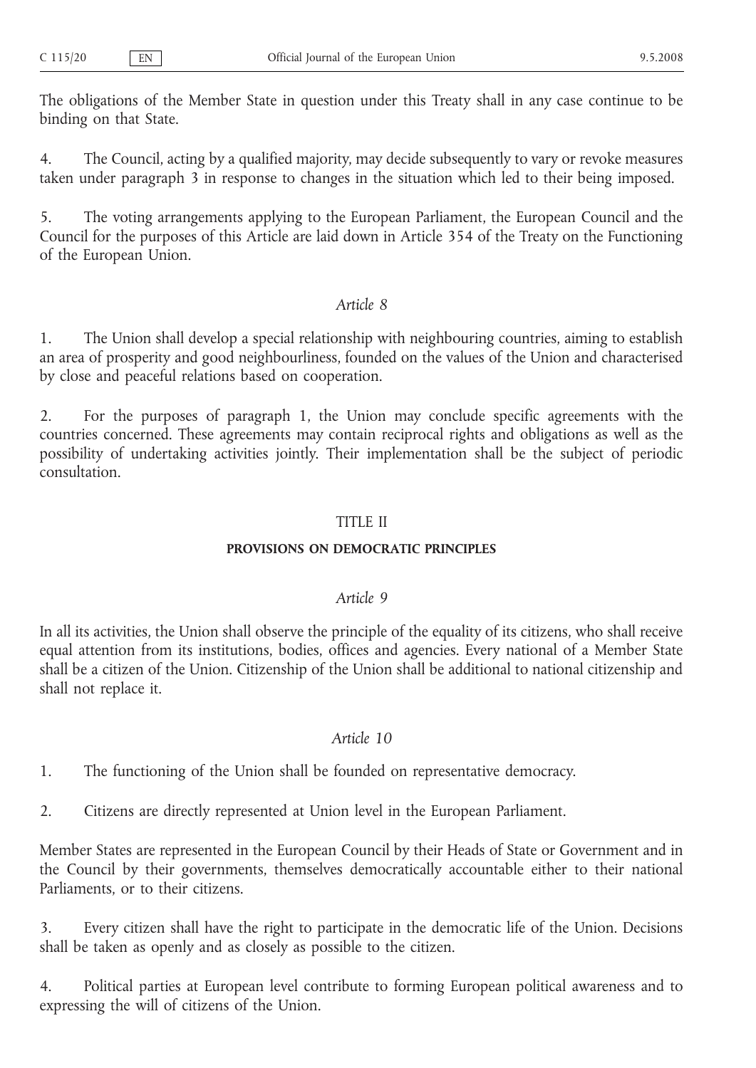The obligations of the Member State in question under this Treaty shall in any case continue to be binding on that State.

4. The Council, acting by a qualified majority, may decide subsequently to vary or revoke measures taken under paragraph 3 in response to changes in the situation which led to their being imposed.

5. The voting arrangements applying to the European Parliament, the European Council and the Council for the purposes of this Article are laid down in Article 354 of the Treaty on the Functioning of the European Union.

*Article 8*

1. The Union shall develop a special relationship with neighbouring countries, aiming to establish an area of prosperity and good neighbourliness, founded on the values of the Union and characterised by close and peaceful relations based on cooperation.

2. For the purposes of paragraph 1, the Union may conclude specific agreements with the countries concerned. These agreements may contain reciprocal rights and obligations as well as the possibility of undertaking activities jointly. Their implementation shall be the subject of periodic consultation.

## TITLE II

## PROVISIONS ON DEMOCRATIC PRINCIPLES

*Article 9*

In all its activities, the Union shall observe the principle of the equality of its citizens, who shall receive equal attention from its institutions, bodies, offices and agencies. Every national of a Member State shall be a citizen of the Union. Citizenship of the Union shall be additional to national citizenship and shall not replace it.

*Article 10*

1. The functioning of the Union shall be founded on representative democracy.

2. Citizens are directly represented at Union level in the European Parliament.

Member States are represented in the European Council by their Heads of State or Government and in the Council by their governments, themselves democratically accountable either to their national Parliaments, or to their citizens.

3. Every citizen shall have the right to participate in the democratic life of the Union. Decisions shall be taken as openly and as closely as possible to the citizen.

4. Political parties at European level contribute to forming European political awareness and to expressing the will of citizens of the Union.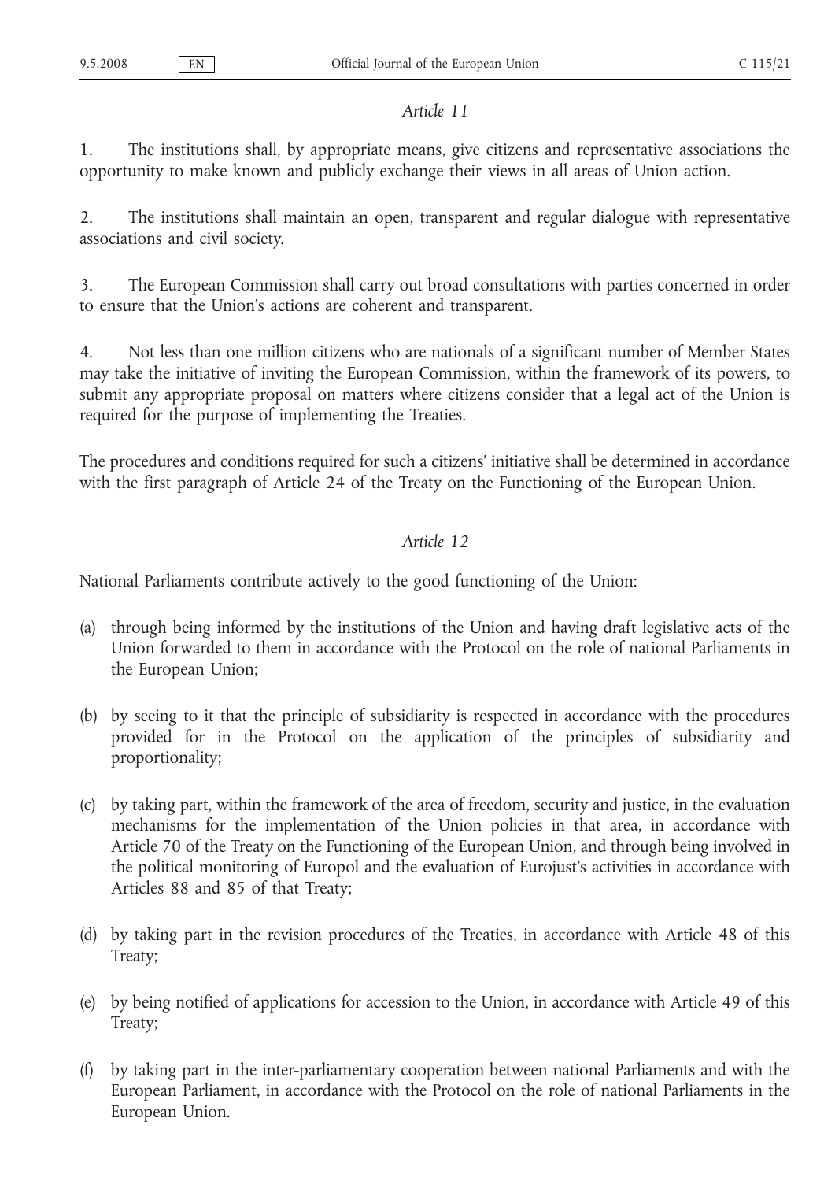*Article 11*

1. The institutions shall, by appropriate means, give citizens and representative associations the opportunity to make known and publicly exchange their views in all areas of Union action.

2. The institutions shall maintain an open, transparent and regular dialogue with representative associations and civil society.

3. The European Commission shall carry out broad consultations with parties concerned in order to ensure that the Union's actions are coherent and transparent.

4. Not less than one million citizens who are nationals of a significant number of Member States may take the initiative of inviting the European Commission, within the framework of its powers, to submit any appropriate proposal on matters where citizens consider that a legal act of the Union is required for the purpose of implementing the Treaties.

The procedures and conditions required for such a citizens' initiative shall be determined in accordance with the first paragraph of Article 24 of the Treaty on the Functioning of the European Union.

*Article 12*

National Parliaments contribute actively to the good functioning of the Union:

(a) through being informed by the institutions of the Union and having draft legislative acts of the Union forwarded to them in accordance with the Protocol on the role of national Parliaments in the European Union;

(b) by seeing to it that the principle of subsidiarity is respected in accordance with the procedures provided for in the Protocol on the application of the principles of subsidiarity and proportionality;

(c) by taking part, within the framework of the area of freedom, security and justice, in the evaluation mechanisms for the implementation of the Union policies in that area, in accordance with Article 70 of the Treaty on the Functioning of the European Union, and through being involved in the political monitoring of Europol and the evaluation of Eurojust's activities in accordance with Articles 88 and 85 of that Treaty;

(d) by taking part in the revision procedures of the Treaties, in accordance with Article 48 of this Treaty;

(e) by being notified of applications for accession to the Union, in accordance with Article 49 of this Treaty;

(f) by taking part in the inter-parliamentary cooperation between national Parliaments and with the European Parliament, in accordance with the Protocol on the role of national Parliaments in the European Union.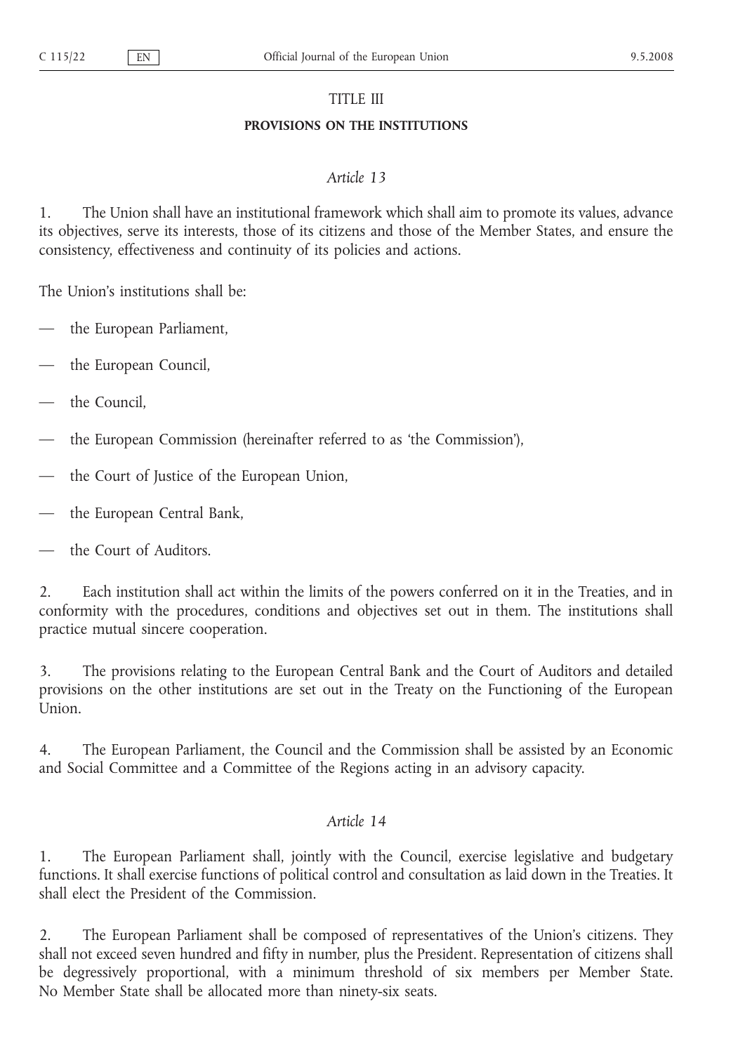## TITLE III

## PROVISIONS ON THE INSTITUTIONS

### *Article 13*

1. The Union shall have an institutional framework which shall aim to promote its values, advance its objectives, serve its interests, those of its citizens and those of the Member States, and ensure the consistency, effectiveness and continuity of its policies and actions.

The Union's institutions shall be:

— the European Parliament,

— the European Council,

— the Council,

— the European Commission (hereinafter referred to as 'the Commission'),

— the Court of Justice of the European Union,

— the European Central Bank,

— the Court of Auditors.

2. Each institution shall act within the limits of the powers conferred on it in the Treaties, and in conformity with the procedures, conditions and objectives set out in them. The institutions shall practice mutual sincere cooperation.

3. The provisions relating to the European Central Bank and the Court of Auditors and detailed provisions on the other institutions are set out in the Treaty on the Functioning of the European Union.

4. The European Parliament, the Council and the Commission shall be assisted by an Economic and Social Committee and a Committee of the Regions acting in an advisory capacity.

### *Article 14*

1. The European Parliament shall, jointly with the Council, exercise legislative and budgetary functions. It shall exercise functions of political control and consultation as laid down in the Treaties. It shall elect the President of the Commission.

2. The European Parliament shall be composed of representatives of the Union's citizens. They shall not exceed seven hundred and fifty in number, plus the President. Representation of citizens shall be degressively proportional, with a minimum threshold of six members per Member State. No Member State shall be allocated more than ninety-six seats.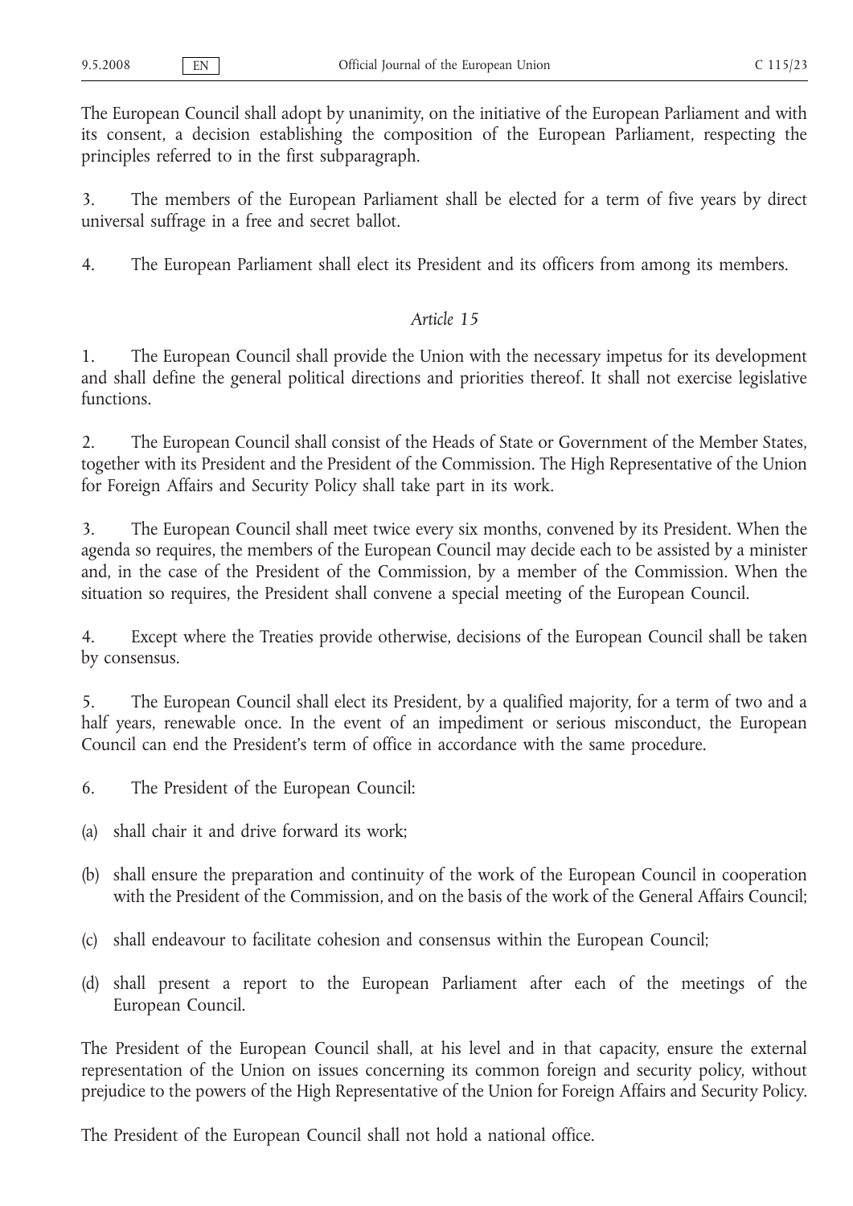The European Council shall adopt by unanimity, on the initiative of the European Parliament and with its consent, a decision establishing the composition of the European Parliament, respecting the principles referred to in the first subparagraph.

3. The members of the European Parliament shall be elected for a term of five years by direct universal suffrage in a free and secret ballot.

4. The European Parliament shall elect its President and its officers from among its members.

*Article 15*

1. The European Council shall provide the Union with the necessary impetus for its development and shall define the general political directions and priorities thereof. It shall not exercise legislative functions.

2. The European Council shall consist of the Heads of State or Government of the Member States, together with its President and the President of the Commission. The High Representative of the Union for Foreign Affairs and Security Policy shall take part in its work.

3. The European Council shall meet twice every six months, convened by its President. When the agenda so requires, the members of the European Council may decide each to be assisted by a minister and, in the case of the President of the Commission, by a member of the Commission. When the situation so requires, the President shall convene a special meeting of the European Council.

4. Except where the Treaties provide otherwise, decisions of the European Council shall be taken by consensus.

5. The European Council shall elect its President, by a qualified majority, for a term of two and a half years, renewable once. In the event of an impediment or serious misconduct, the European Council can end the President's term of office in accordance with the same procedure.

6. The President of the European Council:

(a) shall chair it and drive forward its work;

(b) shall ensure the preparation and continuity of the work of the European Council in cooperation with the President of the Commission, and on the basis of the work of the General Affairs Council;

(c) shall endeavour to facilitate cohesion and consensus within the European Council;

(d) shall present a report to the European Parliament after each of the meetings of the European Council.

The President of the European Council shall, at his level and in that capacity, ensure the external representation of the Union on issues concerning its common foreign and security policy, without prejudice to the powers of the High Representative of the Union for Foreign Affairs and Security Policy.

The President of the European Council shall not hold a national office.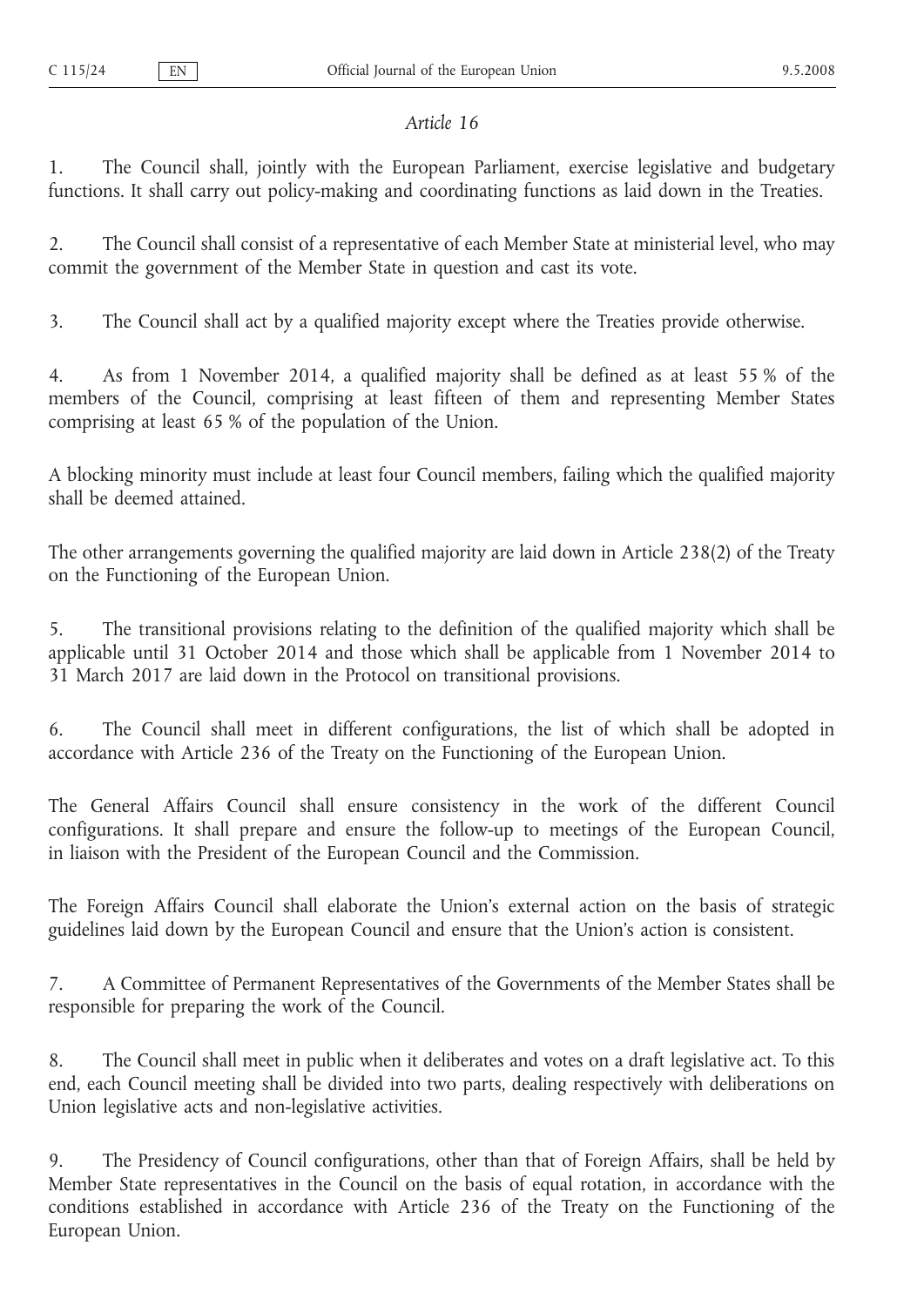*Article 16*

1. The Council shall, jointly with the European Parliament, exercise legislative and budgetary functions. It shall carry out policy-making and coordinating functions as laid down in the Treaties.

2. The Council shall consist of a representative of each Member State at ministerial level, who may commit the government of the Member State in question and cast its vote.

3. The Council shall act by a qualified majority except where the Treaties provide otherwise.

4. As from 1 November 2014, a qualified majority shall be defined as at least 55 % of the members of the Council, comprising at least fifteen of them and representing Member States comprising at least 65 % of the population of the Union.

A blocking minority must include at least four Council members, failing which the qualified majority shall be deemed attained.

The other arrangements governing the qualified majority are laid down in Article 238(2) of the Treaty on the Functioning of the European Union.

5. The transitional provisions relating to the definition of the qualified majority which shall be applicable until 31 October 2014 and those which shall be applicable from 1 November 2014 to 31 March 2017 are laid down in the Protocol on transitional provisions.

6. The Council shall meet in different configurations, the list of which shall be adopted in accordance with Article 236 of the Treaty on the Functioning of the European Union.

The General Affairs Council shall ensure consistency in the work of the different Council configurations. It shall prepare and ensure the follow-up to meetings of the European Council, in liaison with the President of the European Council and the Commission.

The Foreign Affairs Council shall elaborate the Union's external action on the basis of strategic guidelines laid down by the European Council and ensure that the Union's action is consistent.

7. A Committee of Permanent Representatives of the Governments of the Member States shall be responsible for preparing the work of the Council.

8. The Council shall meet in public when it deliberates and votes on a draft legislative act. To this end, each Council meeting shall be divided into two parts, dealing respectively with deliberations on Union legislative acts and non-legislative activities.

9. The Presidency of Council configurations, other than that of Foreign Affairs, shall be held by Member State representatives in the Council on the basis of equal rotation, in accordance with the conditions established in accordance with Article 236 of the Treaty on the Functioning of the European Union.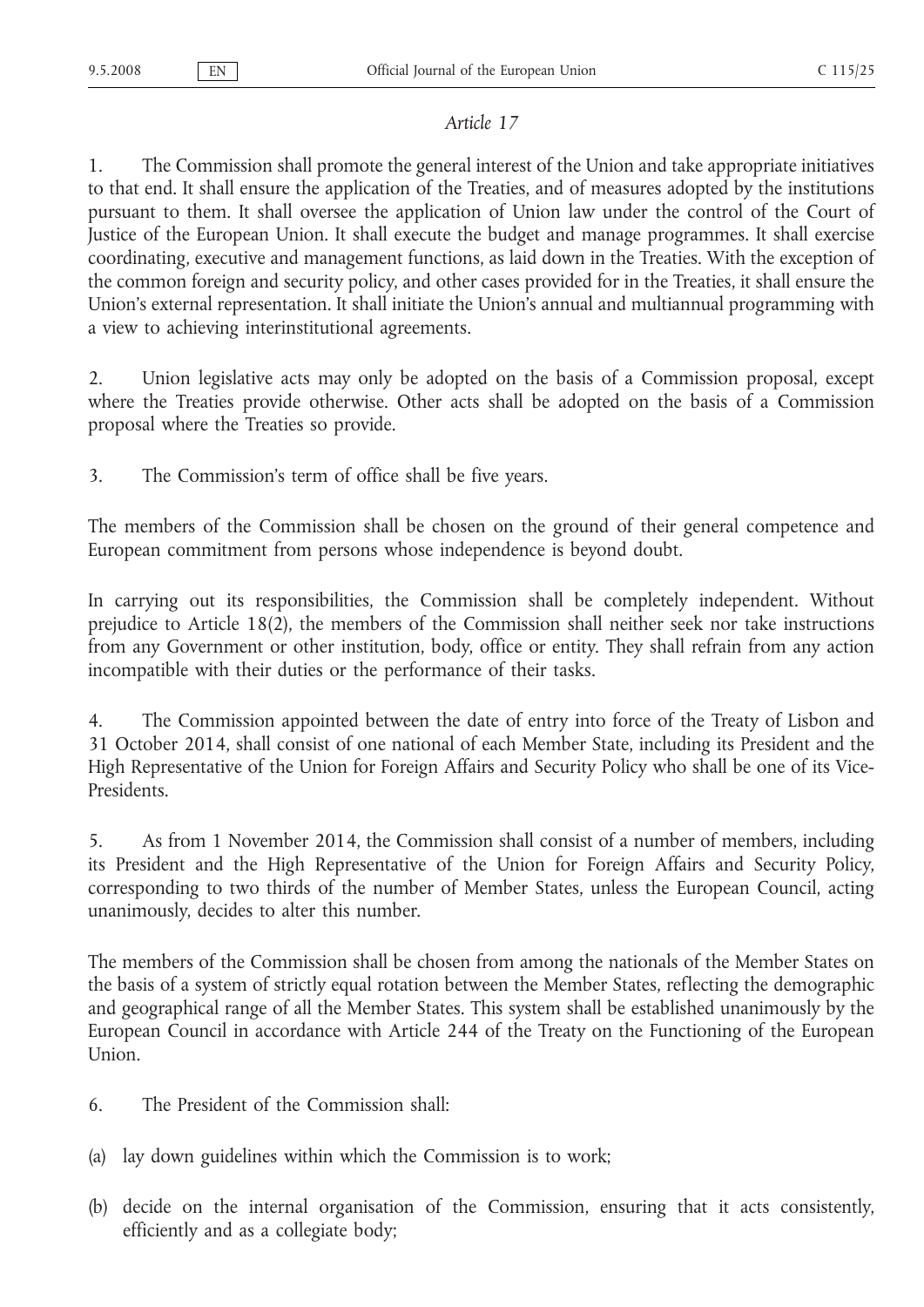*Article 17*

1. The Commission shall promote the general interest of the Union and take appropriate initiatives to that end. It shall ensure the application of the Treaties, and of measures adopted by the institutions pursuant to them. It shall oversee the application of Union law under the control of the Court of Justice of the European Union. It shall execute the budget and manage programmes. It shall exercise coordinating, executive and management functions, as laid down in the Treaties. With the exception of the common foreign and security policy, and other cases provided for in the Treaties, it shall ensure the Union's external representation. It shall initiate the Union's annual and multiannual programming with a view to achieving interinstitutional agreements.

2. Union legislative acts may only be adopted on the basis of a Commission proposal, except where the Treaties provide otherwise. Other acts shall be adopted on the basis of a Commission proposal where the Treaties so provide.

3. The Commission's term of office shall be five years.

The members of the Commission shall be chosen on the ground of their general competence and European commitment from persons whose independence is beyond doubt.

In carrying out its responsibilities, the Commission shall be completely independent. Without prejudice to Article 18(2), the members of the Commission shall neither seek nor take instructions from any Government or other institution, body, office or entity. They shall refrain from any action incompatible with their duties or the performance of their tasks.

4. The Commission appointed between the date of entry into force of the Treaty of Lisbon and 31 October 2014, shall consist of one national of each Member State, including its President and the High Representative of the Union for Foreign Affairs and Security Policy who shall be one of its Vice-Presidents.

5. As from 1 November 2014, the Commission shall consist of a number of members, including its President and the High Representative of the Union for Foreign Affairs and Security Policy, corresponding to two thirds of the number of Member States, unless the European Council, acting unanimously, decides to alter this number.

The members of the Commission shall be chosen from among the nationals of the Member States on the basis of a system of strictly equal rotation between the Member States, reflecting the demographic and geographical range of all the Member States. This system shall be established unanimously by the European Council in accordance with Article 244 of the Treaty on the Functioning of the European Union.

6. The President of the Commission shall:

(a) lay down guidelines within which the Commission is to work;

(b) decide on the internal organisation of the Commission, ensuring that it acts consistently, efficiently and as a collegiate body;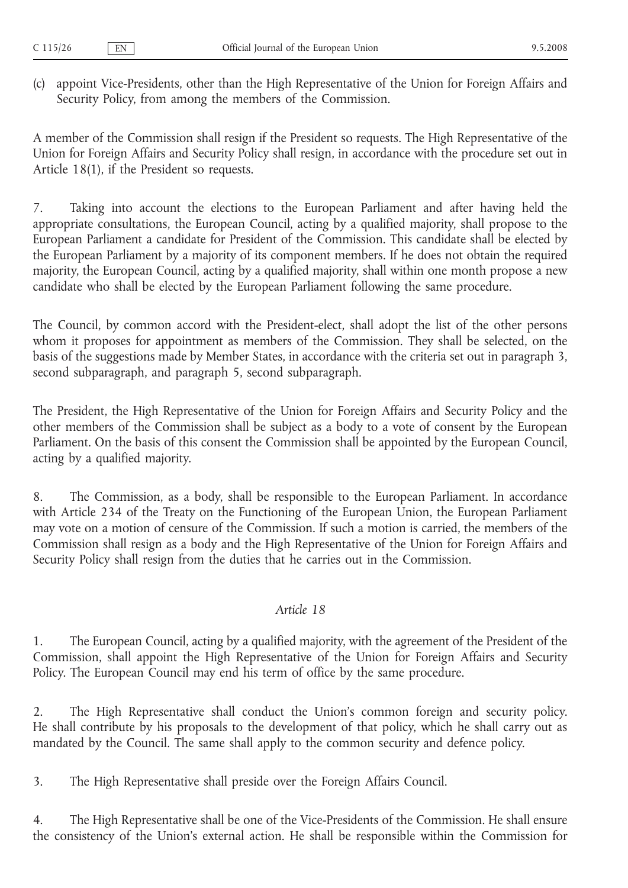(c) appoint Vice-Presidents, other than the High Representative of the Union for Foreign Affairs and Security Policy, from among the members of the Commission.

A member of the Commission shall resign if the President so requests. The High Representative of the Union for Foreign Affairs and Security Policy shall resign, in accordance with the procedure set out in Article 18(1), if the President so requests.

7. Taking into account the elections to the European Parliament and after having held the appropriate consultations, the European Council, acting by a qualified majority, shall propose to the European Parliament a candidate for President of the Commission. This candidate shall be elected by the European Parliament by a majority of its component members. If he does not obtain the required majority, the European Council, acting by a qualified majority, shall within one month propose a new candidate who shall be elected by the European Parliament following the same procedure.

The Council, by common accord with the President-elect, shall adopt the list of the other persons whom it proposes for appointment as members of the Commission. They shall be selected, on the basis of the suggestions made by Member States, in accordance with the criteria set out in paragraph 3, second subparagraph, and paragraph 5, second subparagraph.

The President, the High Representative of the Union for Foreign Affairs and Security Policy and the other members of the Commission shall be subject as a body to a vote of consent by the European Parliament. On the basis of this consent the Commission shall be appointed by the European Council, acting by a qualified majority.

8. The Commission, as a body, shall be responsible to the European Parliament. In accordance with Article 234 of the Treaty on the Functioning of the European Union, the European Parliament may vote on a motion of censure of the Commission. If such a motion is carried, the members of the Commission shall resign as a body and the High Representative of the Union for Foreign Affairs and Security Policy shall resign from the duties that he carries out in the Commission.

### *Article 18*

1. The European Council, acting by a qualified majority, with the agreement of the President of the Commission, shall appoint the High Representative of the Union for Foreign Affairs and Security Policy. The European Council may end his term of office by the same procedure.

2. The High Representative shall conduct the Union's common foreign and security policy. He shall contribute by his proposals to the development of that policy, which he shall carry out as mandated by the Council. The same shall apply to the common security and defence policy.

3. The High Representative shall preside over the Foreign Affairs Council.

4. The High Representative shall be one of the Vice-Presidents of the Commission. He shall ensure the consistency of the Union's external action. He shall be responsible within the Commission for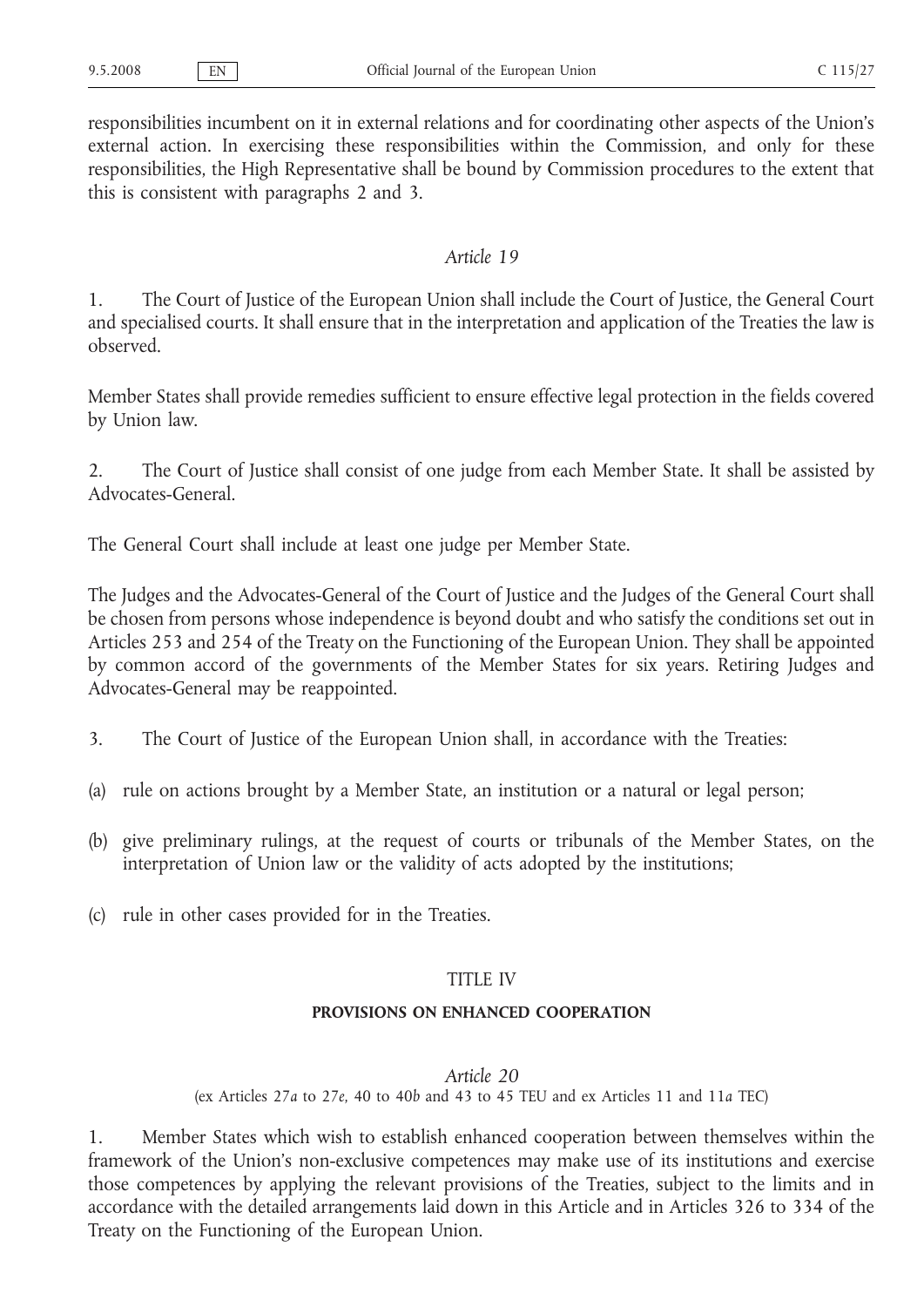responsibilities incumbent on it in external relations and for coordinating other aspects of the Union's external action. In exercising these responsibilities within the Commission, and only for these responsibilities, the High Representative shall be bound by Commission procedures to the extent that this is consistent with paragraphs 2 and 3.

*Article 19*

1. The Court of Justice of the European Union shall include the Court of Justice, the General Court and specialised courts. It shall ensure that in the interpretation and application of the Treaties the law is observed.

Member States shall provide remedies sufficient to ensure effective legal protection in the fields covered by Union law.

2. The Court of Justice shall consist of one judge from each Member State. It shall be assisted by Advocates-General.

The General Court shall include at least one judge per Member State.

The Judges and the Advocates-General of the Court of Justice and the Judges of the General Court shall be chosen from persons whose independence is beyond doubt and who satisfy the conditions set out in Articles 253 and 254 of the Treaty on the Functioning of the European Union. They shall be appointed by common accord of the governments of the Member States for six years. Retiring Judges and Advocates-General may be reappointed.

3. The Court of Justice of the European Union shall, in accordance with the Treaties:

(a) rule on actions brought by a Member State, an institution or a natural or legal person;

(b) give preliminary rulings, at the request of courts or tribunals of the Member States, on the interpretation of Union law or the validity of acts adopted by the institutions;

(c) rule in other cases provided for in the Treaties.

## TITLE IV

## PROVISIONS ON ENHANCED COOPERATION

*Article 20*

(ex Articles 27*a* to 27*e*, 40 to 40*b* and 43 to 45 TEU and ex Articles 11 and 11*a* TEC)

1. Member States which wish to establish enhanced cooperation between themselves within the framework of the Union's non-exclusive competences may make use of its institutions and exercise those competences by applying the relevant provisions of the Treaties, subject to the limits and in accordance with the detailed arrangements laid down in this Article and in Articles 326 to 334 of the Treaty on the Functioning of the European Union.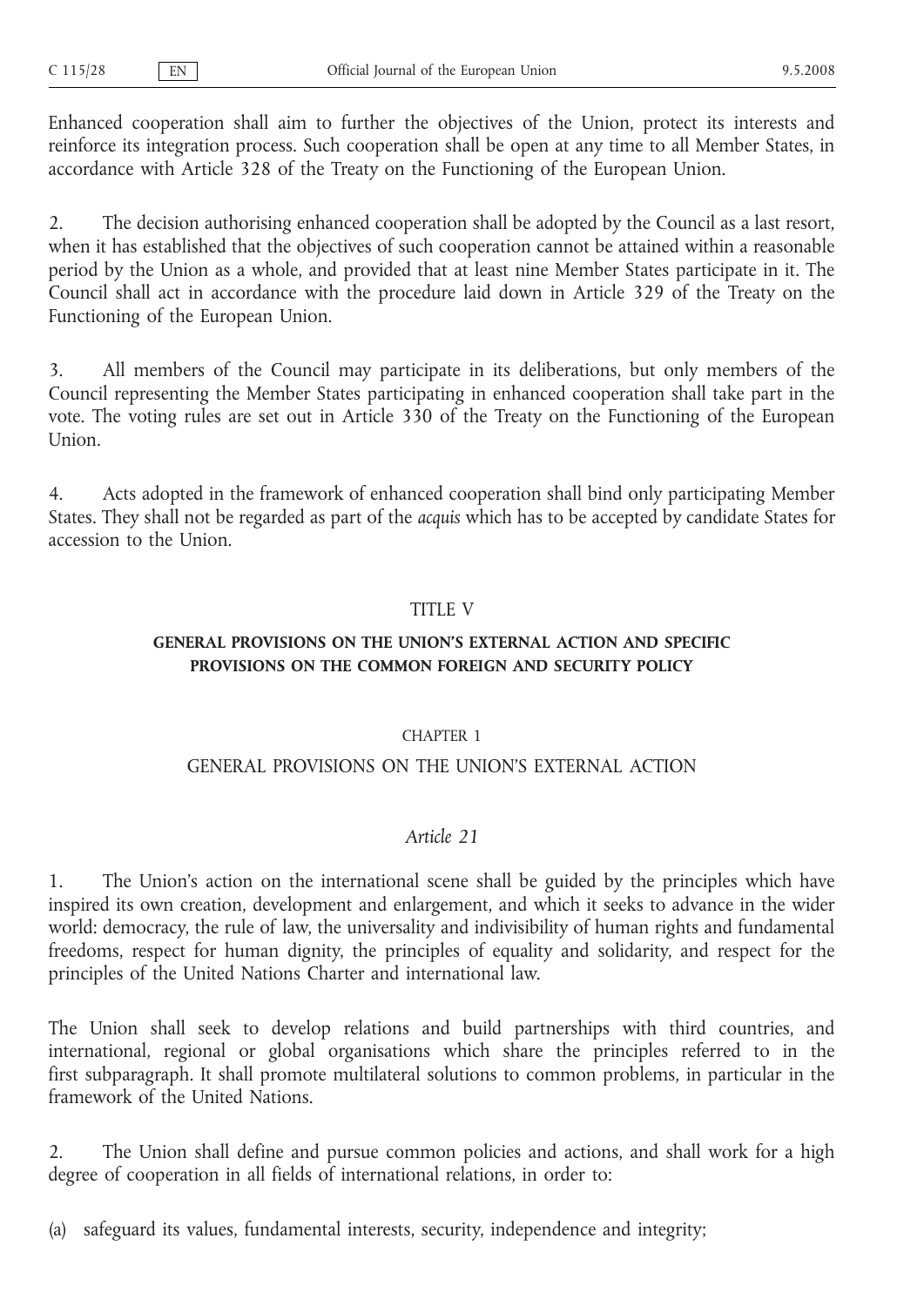Enhanced cooperation shall aim to further the objectives of the Union, protect its interests and reinforce its integration process. Such cooperation shall be open at any time to all Member States, in accordance with Article 328 of the Treaty on the Functioning of the European Union.

2. The decision authorising enhanced cooperation shall be adopted by the Council as a last resort, when it has established that the objectives of such cooperation cannot be attained within a reasonable period by the Union as a whole, and provided that at least nine Member States participate in it. The Council shall act in accordance with the procedure laid down in Article 329 of the Treaty on the Functioning of the European Union.

3. All members of the Council may participate in its deliberations, but only members of the Council representing the Member States participating in enhanced cooperation shall take part in the vote. The voting rules are set out in Article 330 of the Treaty on the Functioning of the European Union.

4. Acts adopted in the framework of enhanced cooperation shall bind only participating Member States. They shall not be regarded as part of the *acquis* which has to be accepted by candidate States for accession to the Union.

# TITLE V

# GENERAL PROVISIONS ON THE UNION'S EXTERNAL ACTION AND SPECIFIC PROVISIONS ON THE COMMON FOREIGN AND SECURITY POLICY

## CHAPTER 1

## GENERAL PROVISIONS ON THE UNION'S EXTERNAL ACTION

### *Article 21*

1. The Union's action on the international scene shall be guided by the principles which have inspired its own creation, development and enlargement, and which it seeks to advance in the wider world: democracy, the rule of law, the universality and indivisibility of human rights and fundamental freedoms, respect for human dignity, the principles of equality and solidarity, and respect for the principles of the United Nations Charter and international law.

The Union shall seek to develop relations and build partnerships with third countries, and international, regional or global organisations which share the principles referred to in the first subparagraph. It shall promote multilateral solutions to common problems, in particular in the framework of the United Nations.

2. The Union shall define and pursue common policies and actions, and shall work for a high degree of cooperation in all fields of international relations, in order to:

(a) safeguard its values, fundamental interests, security, independence and integrity;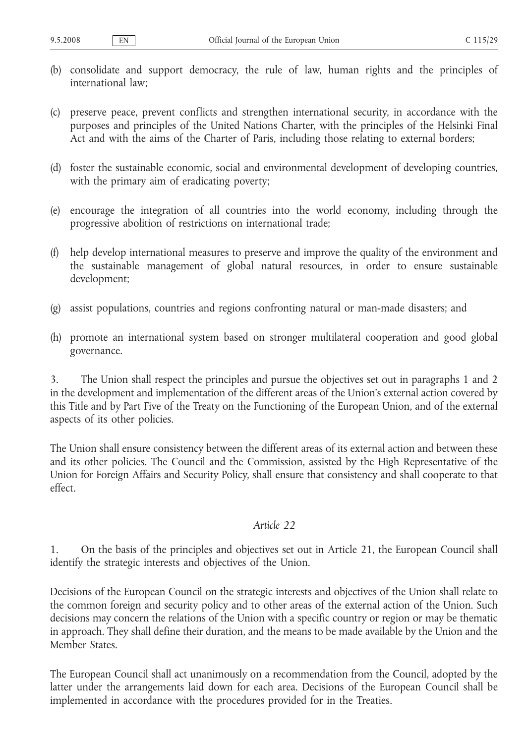(b) consolidate and support democracy, the rule of law, human rights and the principles of international law;

(c) preserve peace, prevent conflicts and strengthen international security, in accordance with the purposes and principles of the United Nations Charter, with the principles of the Helsinki Final Act and with the aims of the Charter of Paris, including those relating to external borders;

(d) foster the sustainable economic, social and environmental development of developing countries, with the primary aim of eradicating poverty;

(e) encourage the integration of all countries into the world economy, including through the progressive abolition of restrictions on international trade;

(f) help develop international measures to preserve and improve the quality of the environment and the sustainable management of global natural resources, in order to ensure sustainable development;

(g) assist populations, countries and regions confronting natural or man-made disasters; and

(h) promote an international system based on stronger multilateral cooperation and good global governance.

3. The Union shall respect the principles and pursue the objectives set out in paragraphs 1 and 2 in the development and implementation of the different areas of the Union's external action covered by this Title and by Part Five of the Treaty on the Functioning of the European Union, and of the external aspects of its other policies.

The Union shall ensure consistency between the different areas of its external action and between these and its other policies. The Council and the Commission, assisted by the High Representative of the Union for Foreign Affairs and Security Policy, shall ensure that consistency and shall cooperate to that effect.

### *Article 22*

1. On the basis of the principles and objectives set out in Article 21, the European Council shall identify the strategic interests and objectives of the Union.

Decisions of the European Council on the strategic interests and objectives of the Union shall relate to the common foreign and security policy and to other areas of the external action of the Union. Such decisions may concern the relations of the Union with a specific country or region or may be thematic in approach. They shall define their duration, and the means to be made available by the Union and the Member States.

The European Council shall act unanimously on a recommendation from the Council, adopted by the latter under the arrangements laid down for each area. Decisions of the European Council shall be implemented in accordance with the procedures provided for in the Treaties.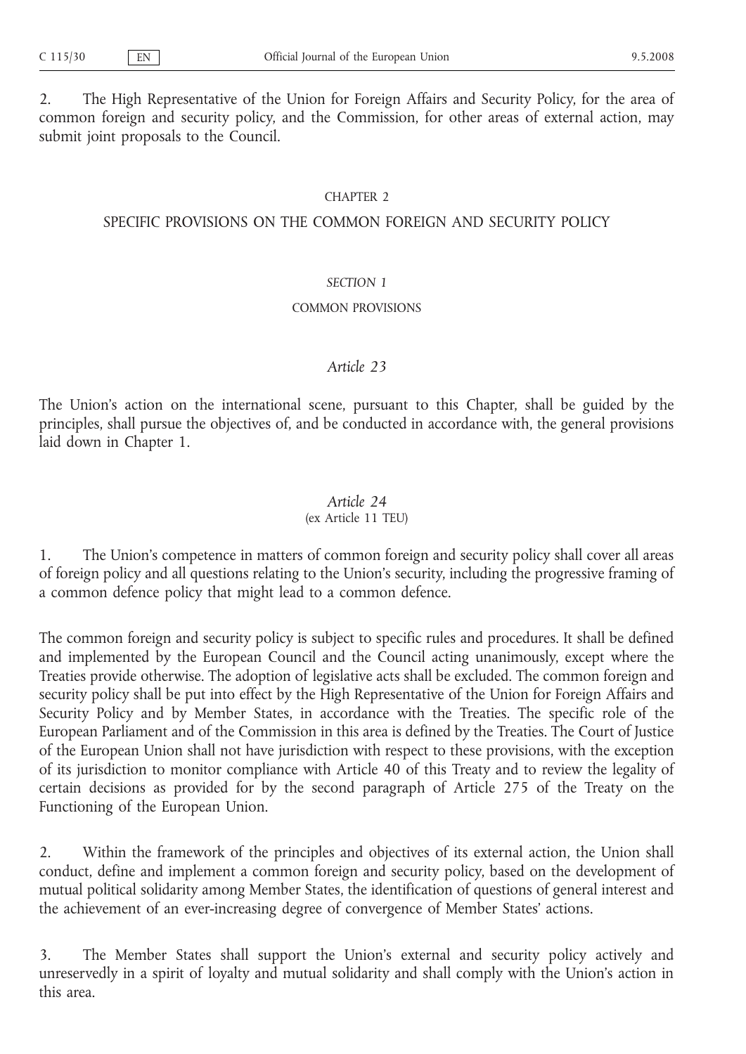2. The High Representative of the Union for Foreign Affairs and Security Policy, for the area of common foreign and security policy, and the Commission, for other areas of external action, may submit joint proposals to the Council.

## CHAPTER 2

## SPECIFIC PROVISIONS ON THE COMMON FOREIGN AND SECURITY POLICY

### *SECTION 1*

### COMMON PROVISIONS

#### *Article 23*

The Union's action on the international scene, pursuant to this Chapter, shall be guided by the principles, shall pursue the objectives of, and be conducted in accordance with, the general provisions laid down in Chapter 1.

#### *Article 24*

(ex Article 11 TEU)

1. The Union's competence in matters of common foreign and security policy shall cover all areas of foreign policy and all questions relating to the Union's security, including the progressive framing of a common defence policy that might lead to a common defence.

The common foreign and security policy is subject to specific rules and procedures. It shall be defined and implemented by the European Council and the Council acting unanimously, except where the Treaties provide otherwise. The adoption of legislative acts shall be excluded. The common foreign and security policy shall be put into effect by the High Representative of the Union for Foreign Affairs and Security Policy and by Member States, in accordance with the Treaties. The specific role of the European Parliament and of the Commission in this area is defined by the Treaties. The Court of Justice of the European Union shall not have jurisdiction with respect to these provisions, with the exception of its jurisdiction to monitor compliance with Article 40 of this Treaty and to review the legality of certain decisions as provided for by the second paragraph of Article 275 of the Treaty on the Functioning of the European Union.

2. Within the framework of the principles and objectives of its external action, the Union shall conduct, define and implement a common foreign and security policy, based on the development of mutual political solidarity among Member States, the identification of questions of general interest and the achievement of an ever-increasing degree of convergence of Member States' actions.

3. The Member States shall support the Union's external and security policy actively and unreservedly in a spirit of loyalty and mutual solidarity and shall comply with the Union's action in this area.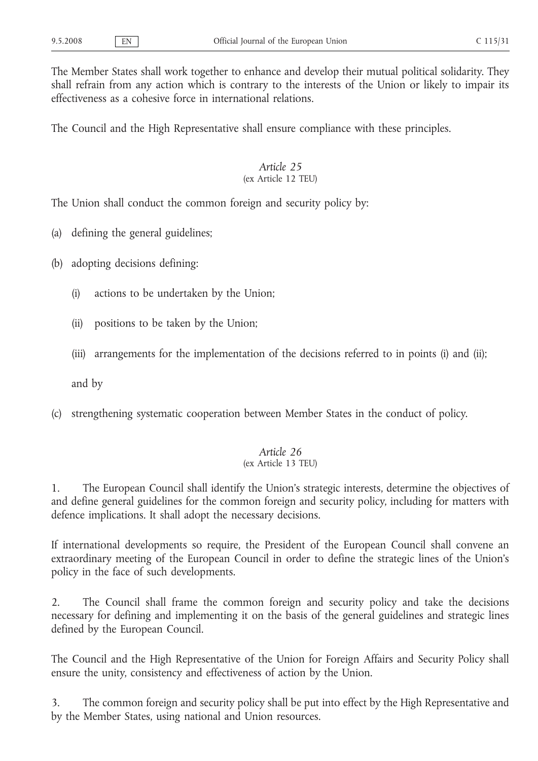The Member States shall work together to enhance and develop their mutual political solidarity. They shall refrain from any action which is contrary to the interests of the Union or likely to impair its effectiveness as a cohesive force in international relations.

The Council and the High Representative shall ensure compliance with these principles.

### *Article 25*
(ex Article 12 TEU)

The Union shall conduct the common foreign and security policy by:

(a) defining the general guidelines;

(b) adopting decisions defining:

  (i) actions to be undertaken by the Union;

  (ii) positions to be taken by the Union;

  (iii) arrangements for the implementation of the decisions referred to in points (i) and (ii);

  and by

(c) strengthening systematic cooperation between Member States in the conduct of policy.

### *Article 26*
(ex Article 13 TEU)

1. The European Council shall identify the Union's strategic interests, determine the objectives of and define general guidelines for the common foreign and security policy, including for matters with defence implications. It shall adopt the necessary decisions.

If international developments so require, the President of the European Council shall convene an extraordinary meeting of the European Council in order to define the strategic lines of the Union's policy in the face of such developments.

2. The Council shall frame the common foreign and security policy and take the decisions necessary for defining and implementing it on the basis of the general guidelines and strategic lines defined by the European Council.

The Council and the High Representative of the Union for Foreign Affairs and Security Policy shall ensure the unity, consistency and effectiveness of action by the Union.

3. The common foreign and security policy shall be put into effect by the High Representative and by the Member States, using national and Union resources.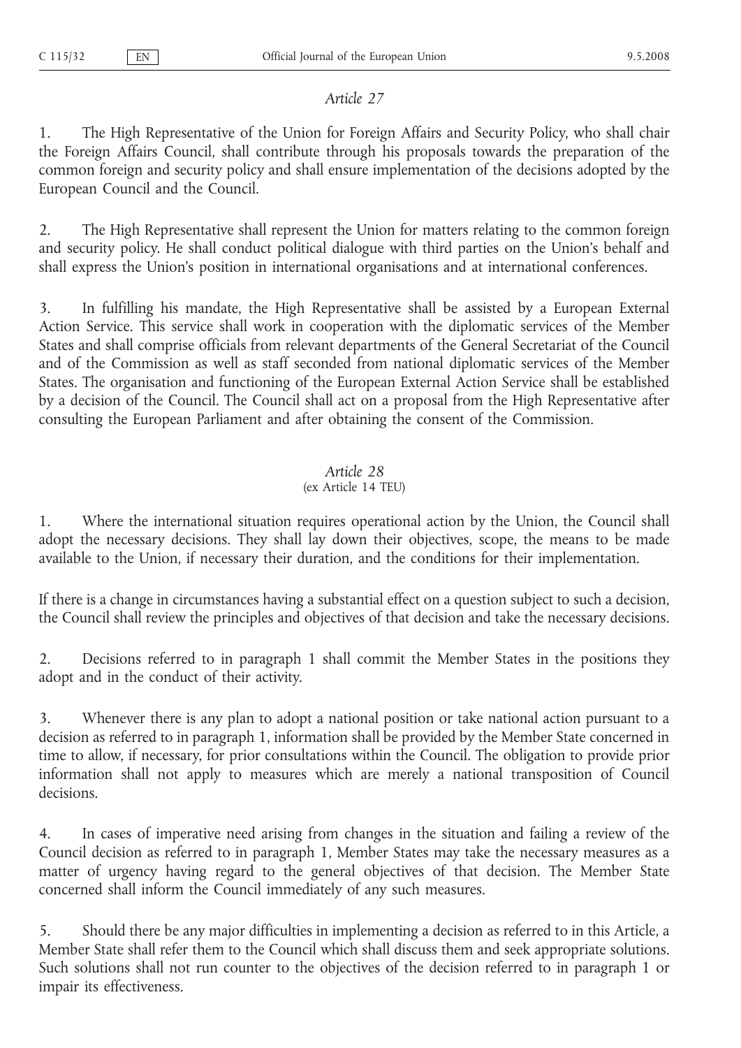*Article 27*

1. The High Representative of the Union for Foreign Affairs and Security Policy, who shall chair the Foreign Affairs Council, shall contribute through his proposals towards the preparation of the common foreign and security policy and shall ensure implementation of the decisions adopted by the European Council and the Council.

2. The High Representative shall represent the Union for matters relating to the common foreign and security policy. He shall conduct political dialogue with third parties on the Union's behalf and shall express the Union's position in international organisations and at international conferences.

3. In fulfilling his mandate, the High Representative shall be assisted by a European External Action Service. This service shall work in cooperation with the diplomatic services of the Member States and shall comprise officials from relevant departments of the General Secretariat of the Council and of the Commission as well as staff seconded from national diplomatic services of the Member States. The organisation and functioning of the European External Action Service shall be established by a decision of the Council. The Council shall act on a proposal from the High Representative after consulting the European Parliament and after obtaining the consent of the Commission.

*Article 28*
(ex Article 14 TEU)

1. Where the international situation requires operational action by the Union, the Council shall adopt the necessary decisions. They shall lay down their objectives, scope, the means to be made available to the Union, if necessary their duration, and the conditions for their implementation.

If there is a change in circumstances having a substantial effect on a question subject to such a decision, the Council shall review the principles and objectives of that decision and take the necessary decisions.

2. Decisions referred to in paragraph 1 shall commit the Member States in the positions they adopt and in the conduct of their activity.

3. Whenever there is any plan to adopt a national position or take national action pursuant to a decision as referred to in paragraph 1, information shall be provided by the Member State concerned in time to allow, if necessary, for prior consultations within the Council. The obligation to provide prior information shall not apply to measures which are merely a national transposition of Council decisions.

4. In cases of imperative need arising from changes in the situation and failing a review of the Council decision as referred to in paragraph 1, Member States may take the necessary measures as a matter of urgency having regard to the general objectives of that decision. The Member State concerned shall inform the Council immediately of any such measures.

5. Should there be any major difficulties in implementing a decision as referred to in this Article, a Member State shall refer them to the Council which shall discuss them and seek appropriate solutions. Such solutions shall not run counter to the objectives of the decision referred to in paragraph 1 or impair its effectiveness.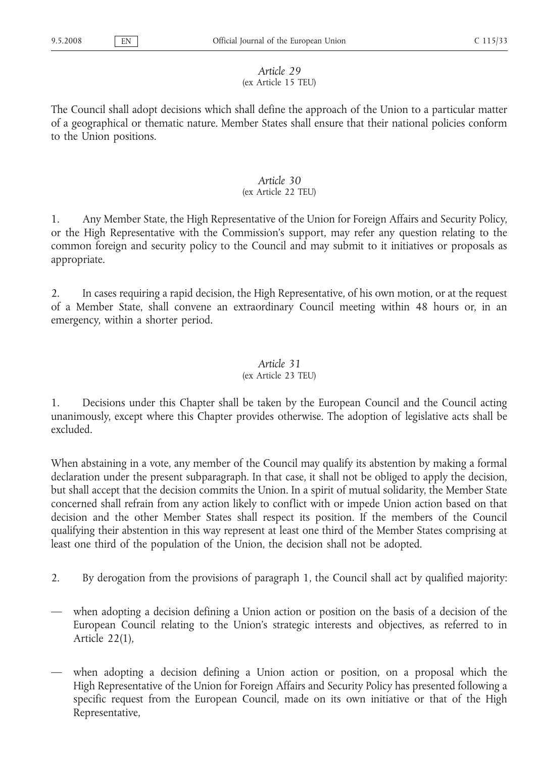*Article 29*
(ex Article 15 TEU)

The Council shall adopt decisions which shall define the approach of the Union to a particular matter of a geographical or thematic nature. Member States shall ensure that their national policies conform to the Union positions.

*Article 30*
(ex Article 22 TEU)

1. Any Member State, the High Representative of the Union for Foreign Affairs and Security Policy, or the High Representative with the Commission's support, may refer any question relating to the common foreign and security policy to the Council and may submit to it initiatives or proposals as appropriate.

2. In cases requiring a rapid decision, the High Representative, of his own motion, or at the request of a Member State, shall convene an extraordinary Council meeting within 48 hours or, in an emergency, within a shorter period.

*Article 31*
(ex Article 23 TEU)

1. Decisions under this Chapter shall be taken by the European Council and the Council acting unanimously, except where this Chapter provides otherwise. The adoption of legislative acts shall be excluded.

When abstaining in a vote, any member of the Council may qualify its abstention by making a formal declaration under the present subparagraph. In that case, it shall not be obliged to apply the decision, but shall accept that the decision commits the Union. In a spirit of mutual solidarity, the Member State concerned shall refrain from any action likely to conflict with or impede Union action based on that decision and the other Member States shall respect its position. If the members of the Council qualifying their abstention in this way represent at least one third of the Member States comprising at least one third of the population of the Union, the decision shall not be adopted.

2. By derogation from the provisions of paragraph 1, the Council shall act by qualified majority:

— when adopting a decision defining a Union action or position on the basis of a decision of the European Council relating to the Union's strategic interests and objectives, as referred to in Article 22(1),

— when adopting a decision defining a Union action or position, on a proposal which the High Representative of the Union for Foreign Affairs and Security Policy has presented following a specific request from the European Council, made on its own initiative or that of the High Representative,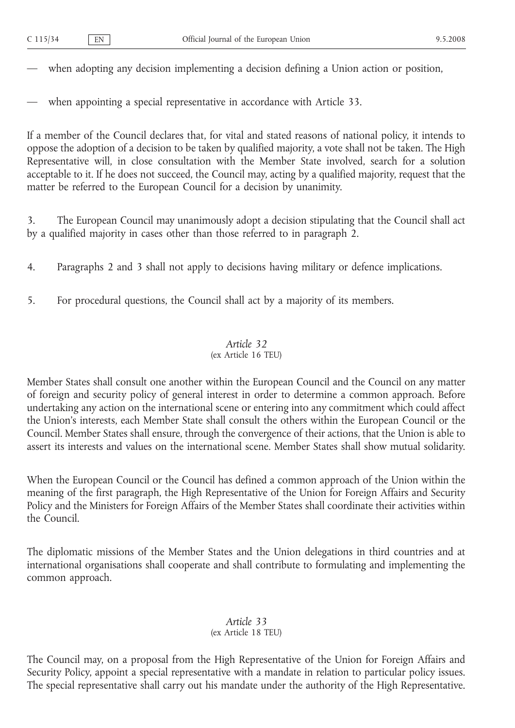— when adopting any decision implementing a decision defining a Union action or position,

— when appointing a special representative in accordance with Article 33.

If a member of the Council declares that, for vital and stated reasons of national policy, it intends to oppose the adoption of a decision to be taken by qualified majority, a vote shall not be taken. The High Representative will, in close consultation with the Member State involved, search for a solution acceptable to it. If he does not succeed, the Council may, acting by a qualified majority, request that the matter be referred to the European Council for a decision by unanimity.

3. The European Council may unanimously adopt a decision stipulating that the Council shall act by a qualified majority in cases other than those referred to in paragraph 2.

4. Paragraphs 2 and 3 shall not apply to decisions having military or defence implications.

5. For procedural questions, the Council shall act by a majority of its members.

### *Article 32*
(ex Article 16 TEU)

Member States shall consult one another within the European Council and the Council on any matter of foreign and security policy of general interest in order to determine a common approach. Before undertaking any action on the international scene or entering into any commitment which could affect the Union's interests, each Member State shall consult the others within the European Council or the Council. Member States shall ensure, through the convergence of their actions, that the Union is able to assert its interests and values on the international scene. Member States shall show mutual solidarity.

When the European Council or the Council has defined a common approach of the Union within the meaning of the first paragraph, the High Representative of the Union for Foreign Affairs and Security Policy and the Ministers for Foreign Affairs of the Member States shall coordinate their activities within the Council.

The diplomatic missions of the Member States and the Union delegations in third countries and at international organisations shall cooperate and shall contribute to formulating and implementing the common approach.

### *Article 33*
(ex Article 18 TEU)

The Council may, on a proposal from the High Representative of the Union for Foreign Affairs and Security Policy, appoint a special representative with a mandate in relation to particular policy issues. The special representative shall carry out his mandate under the authority of the High Representative.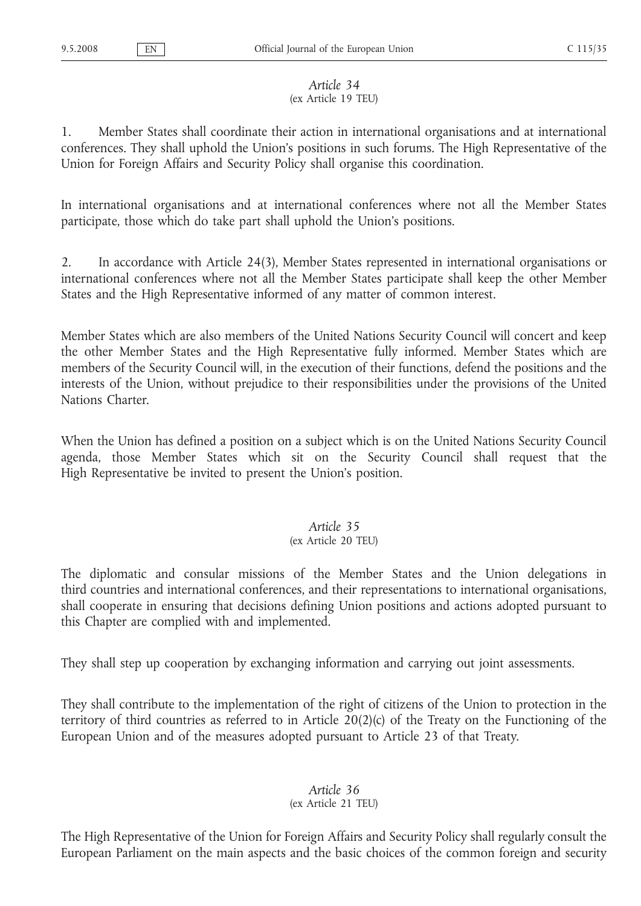*Article 34*
(ex Article 19 TEU)

1. Member States shall coordinate their action in international organisations and at international conferences. They shall uphold the Union's positions in such forums. The High Representative of the Union for Foreign Affairs and Security Policy shall organise this coordination.

In international organisations and at international conferences where not all the Member States participate, those which do take part shall uphold the Union's positions.

2. In accordance with Article 24(3), Member States represented in international organisations or international conferences where not all the Member States participate shall keep the other Member States and the High Representative informed of any matter of common interest.

Member States which are also members of the United Nations Security Council will concert and keep the other Member States and the High Representative fully informed. Member States which are members of the Security Council will, in the execution of their functions, defend the positions and the interests of the Union, without prejudice to their responsibilities under the provisions of the United Nations Charter.

When the Union has defined a position on a subject which is on the United Nations Security Council agenda, those Member States which sit on the Security Council shall request that the High Representative be invited to present the Union's position.

*Article 35*
(ex Article 20 TEU)

The diplomatic and consular missions of the Member States and the Union delegations in third countries and international conferences, and their representations to international organisations, shall cooperate in ensuring that decisions defining Union positions and actions adopted pursuant to this Chapter are complied with and implemented.

They shall step up cooperation by exchanging information and carrying out joint assessments.

They shall contribute to the implementation of the right of citizens of the Union to protection in the territory of third countries as referred to in Article 20(2)(c) of the Treaty on the Functioning of the European Union and of the measures adopted pursuant to Article 23 of that Treaty.

*Article 36*
(ex Article 21 TEU)

The High Representative of the Union for Foreign Affairs and Security Policy shall regularly consult the European Parliament on the main aspects and the basic choices of the common foreign and security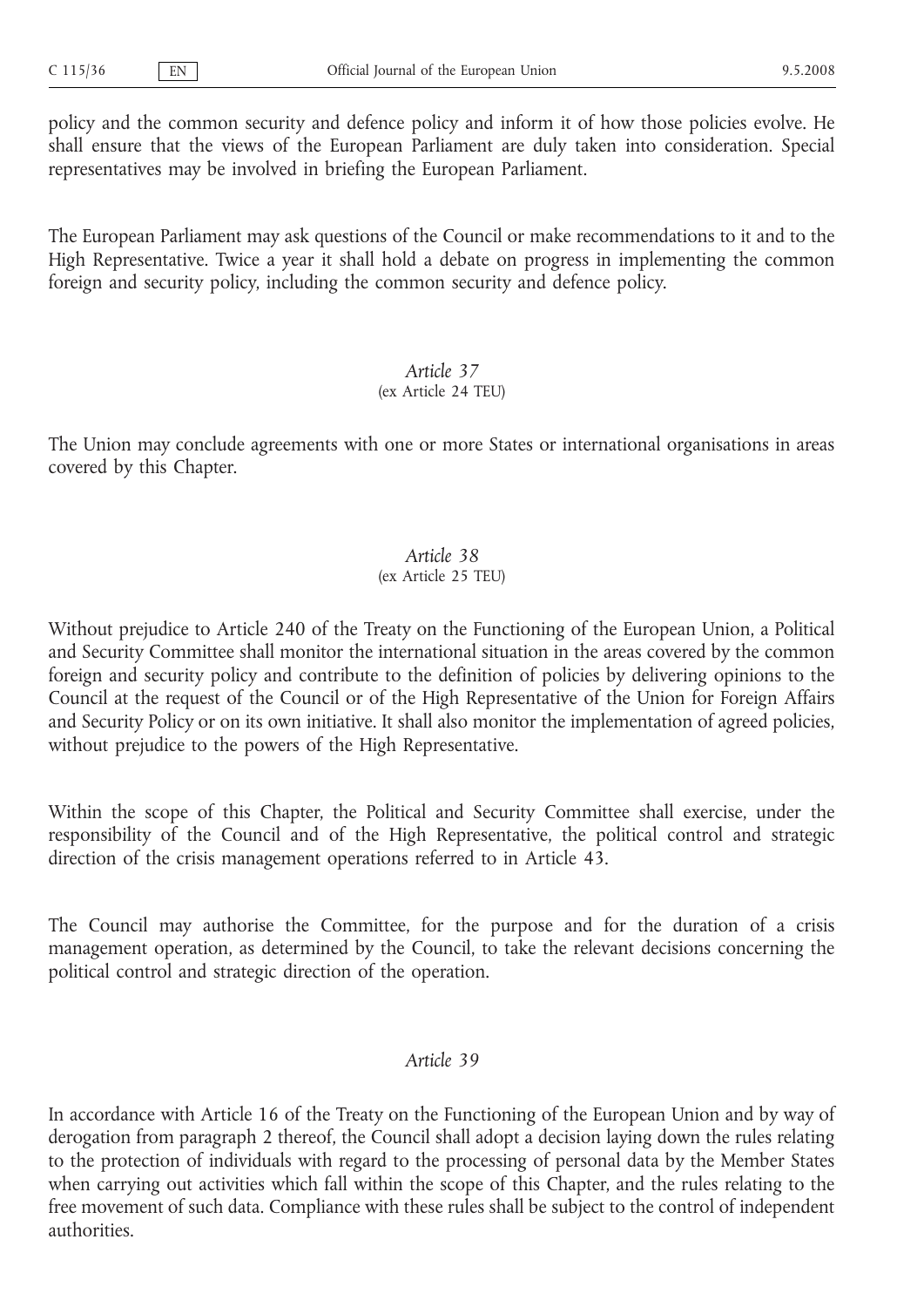policy and the common security and defence policy and inform it of how those policies evolve. He shall ensure that the views of the European Parliament are duly taken into consideration. Special representatives may be involved in briefing the European Parliament.

The European Parliament may ask questions of the Council or make recommendations to it and to the High Representative. Twice a year it shall hold a debate on progress in implementing the common foreign and security policy, including the common security and defence policy.

### *Article 37*
(ex Article 24 TEU)

The Union may conclude agreements with one or more States or international organisations in areas covered by this Chapter.

### *Article 38*
(ex Article 25 TEU)

Without prejudice to Article 240 of the Treaty on the Functioning of the European Union, a Political and Security Committee shall monitor the international situation in the areas covered by the common foreign and security policy and contribute to the definition of policies by delivering opinions to the Council at the request of the Council or of the High Representative of the Union for Foreign Affairs and Security Policy or on its own initiative. It shall also monitor the implementation of agreed policies, without prejudice to the powers of the High Representative.

Within the scope of this Chapter, the Political and Security Committee shall exercise, under the responsibility of the Council and of the High Representative, the political control and strategic direction of the crisis management operations referred to in Article 43.

The Council may authorise the Committee, for the purpose and for the duration of a crisis management operation, as determined by the Council, to take the relevant decisions concerning the political control and strategic direction of the operation.

### *Article 39*

In accordance with Article 16 of the Treaty on the Functioning of the European Union and by way of derogation from paragraph 2 thereof, the Council shall adopt a decision laying down the rules relating to the protection of individuals with regard to the processing of personal data by the Member States when carrying out activities which fall within the scope of this Chapter, and the rules relating to the free movement of such data. Compliance with these rules shall be subject to the control of independent authorities.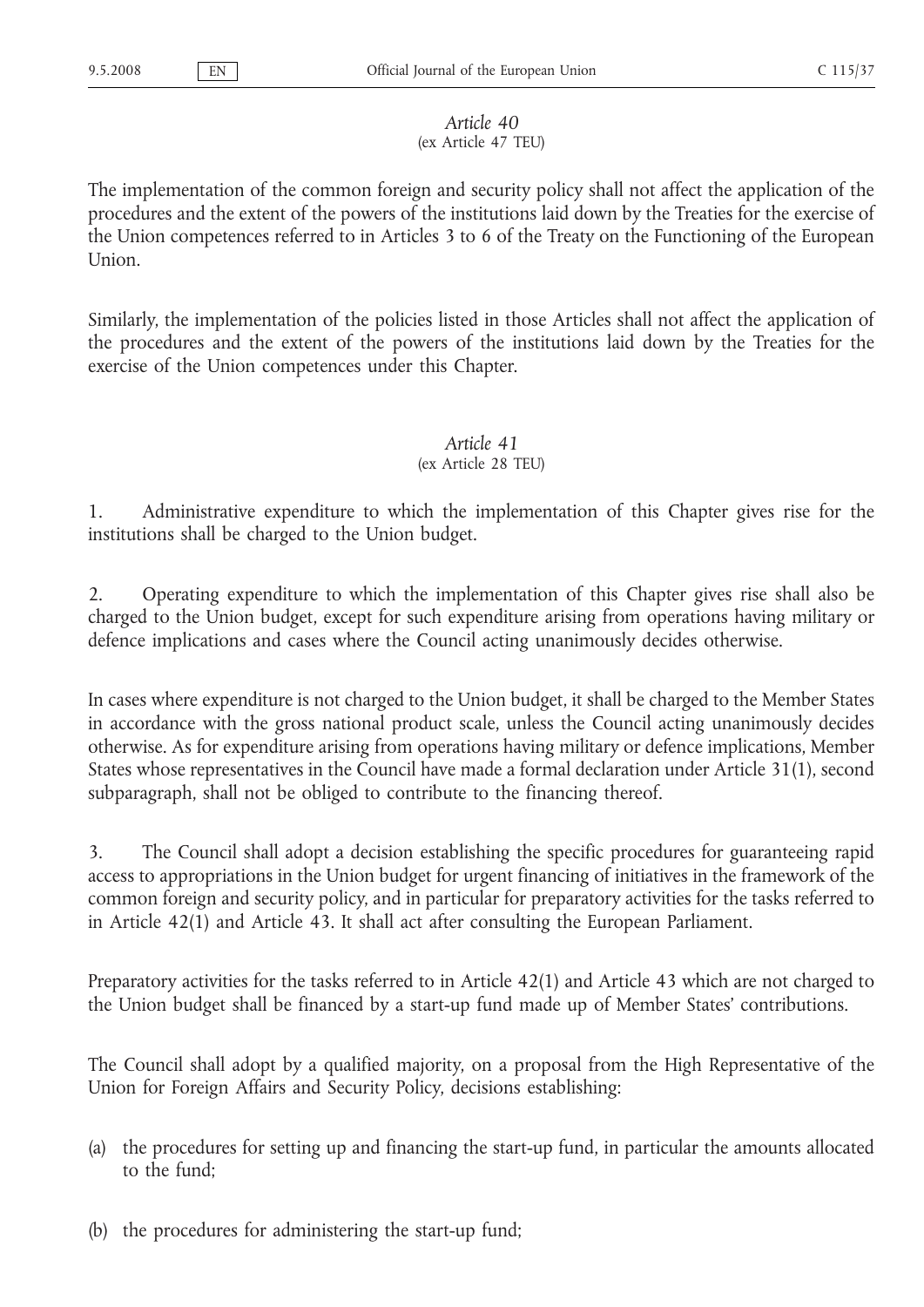*Article 40*

(ex Article 47 TEU)

The implementation of the common foreign and security policy shall not affect the application of the procedures and the extent of the powers of the institutions laid down by the Treaties for the exercise of the Union competences referred to in Articles 3 to 6 of the Treaty on the Functioning of the European Union.

Similarly, the implementation of the policies listed in those Articles shall not affect the application of the procedures and the extent of the powers of the institutions laid down by the Treaties for the exercise of the Union competences under this Chapter.

*Article 41*

(ex Article 28 TEU)

1. Administrative expenditure to which the implementation of this Chapter gives rise for the institutions shall be charged to the Union budget.

2. Operating expenditure to which the implementation of this Chapter gives rise shall also be charged to the Union budget, except for such expenditure arising from operations having military or defence implications and cases where the Council acting unanimously decides otherwise.

In cases where expenditure is not charged to the Union budget, it shall be charged to the Member States in accordance with the gross national product scale, unless the Council acting unanimously decides otherwise. As for expenditure arising from operations having military or defence implications, Member States whose representatives in the Council have made a formal declaration under Article 31(1), second subparagraph, shall not be obliged to contribute to the financing thereof.

3. The Council shall adopt a decision establishing the specific procedures for guaranteeing rapid access to appropriations in the Union budget for urgent financing of initiatives in the framework of the common foreign and security policy, and in particular for preparatory activities for the tasks referred to in Article 42(1) and Article 43. It shall act after consulting the European Parliament.

Preparatory activities for the tasks referred to in Article 42(1) and Article 43 which are not charged to the Union budget shall be financed by a start-up fund made up of Member States' contributions.

The Council shall adopt by a qualified majority, on a proposal from the High Representative of the Union for Foreign Affairs and Security Policy, decisions establishing:

(a) the procedures for setting up and financing the start-up fund, in particular the amounts allocated to the fund;

(b) the procedures for administering the start-up fund;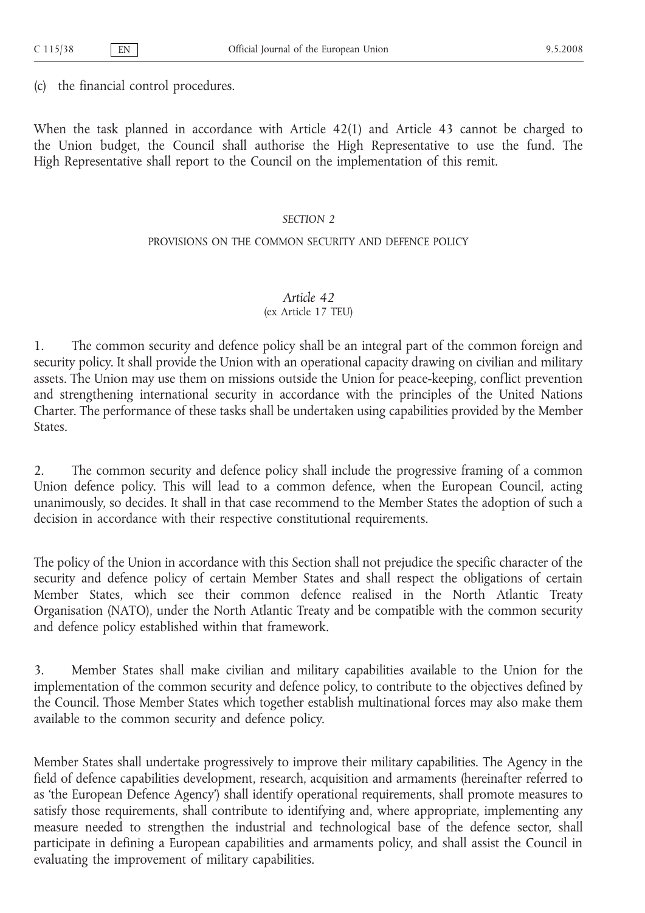(c) the financial control procedures.

When the task planned in accordance with Article 42(1) and Article 43 cannot be charged to the Union budget, the Council shall authorise the High Representative to use the fund. The High Representative shall report to the Council on the implementation of this remit.

### *SECTION 2*

### PROVISIONS ON THE COMMON SECURITY AND DEFENCE POLICY

#### *Article 42*
(ex Article 17 TEU)

1. The common security and defence policy shall be an integral part of the common foreign and security policy. It shall provide the Union with an operational capacity drawing on civilian and military assets. The Union may use them on missions outside the Union for peace-keeping, conflict prevention and strengthening international security in accordance with the principles of the United Nations Charter. The performance of these tasks shall be undertaken using capabilities provided by the Member States.

2. The common security and defence policy shall include the progressive framing of a common Union defence policy. This will lead to a common defence, when the European Council, acting unanimously, so decides. It shall in that case recommend to the Member States the adoption of such a decision in accordance with their respective constitutional requirements.

The policy of the Union in accordance with this Section shall not prejudice the specific character of the security and defence policy of certain Member States and shall respect the obligations of certain Member States, which see their common defence realised in the North Atlantic Treaty Organisation (NATO), under the North Atlantic Treaty and be compatible with the common security and defence policy established within that framework.

3. Member States shall make civilian and military capabilities available to the Union for the implementation of the common security and defence policy, to contribute to the objectives defined by the Council. Those Member States which together establish multinational forces may also make them available to the common security and defence policy.

Member States shall undertake progressively to improve their military capabilities. The Agency in the field of defence capabilities development, research, acquisition and armaments (hereinafter referred to as 'the European Defence Agency') shall identify operational requirements, shall promote measures to satisfy those requirements, shall contribute to identifying and, where appropriate, implementing any measure needed to strengthen the industrial and technological base of the defence sector, shall participate in defining a European capabilities and armaments policy, and shall assist the Council in evaluating the improvement of military capabilities.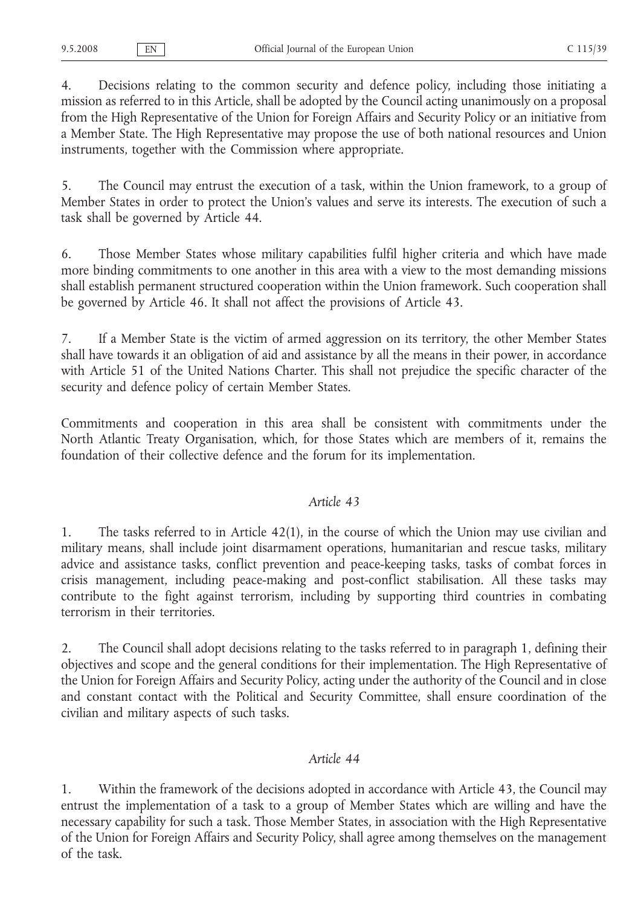4. Decisions relating to the common security and defence policy, including those initiating a mission as referred to in this Article, shall be adopted by the Council acting unanimously on a proposal from the High Representative of the Union for Foreign Affairs and Security Policy or an initiative from a Member State. The High Representative may propose the use of both national resources and Union instruments, together with the Commission where appropriate.

5. The Council may entrust the execution of a task, within the Union framework, to a group of Member States in order to protect the Union's values and serve its interests. The execution of such a task shall be governed by Article 44.

6. Those Member States whose military capabilities fulfil higher criteria and which have made more binding commitments to one another in this area with a view to the most demanding missions shall establish permanent structured cooperation within the Union framework. Such cooperation shall be governed by Article 46. It shall not affect the provisions of Article 43.

7. If a Member State is the victim of armed aggression on its territory, the other Member States shall have towards it an obligation of aid and assistance by all the means in their power, in accordance with Article 51 of the United Nations Charter. This shall not prejudice the specific character of the security and defence policy of certain Member States.

Commitments and cooperation in this area shall be consistent with commitments under the North Atlantic Treaty Organisation, which, for those States which are members of it, remains the foundation of their collective defence and the forum for its implementation.

*Article 43*

1. The tasks referred to in Article 42(1), in the course of which the Union may use civilian and military means, shall include joint disarmament operations, humanitarian and rescue tasks, military advice and assistance tasks, conflict prevention and peace-keeping tasks, tasks of combat forces in crisis management, including peace-making and post-conflict stabilisation. All these tasks may contribute to the fight against terrorism, including by supporting third countries in combating terrorism in their territories.

2. The Council shall adopt decisions relating to the tasks referred to in paragraph 1, defining their objectives and scope and the general conditions for their implementation. The High Representative of the Union for Foreign Affairs and Security Policy, acting under the authority of the Council and in close and constant contact with the Political and Security Committee, shall ensure coordination of the civilian and military aspects of such tasks.

*Article 44*

1. Within the framework of the decisions adopted in accordance with Article 43, the Council may entrust the implementation of a task to a group of Member States which are willing and have the necessary capability for such a task. Those Member States, in association with the High Representative of the Union for Foreign Affairs and Security Policy, shall agree among themselves on the management of the task.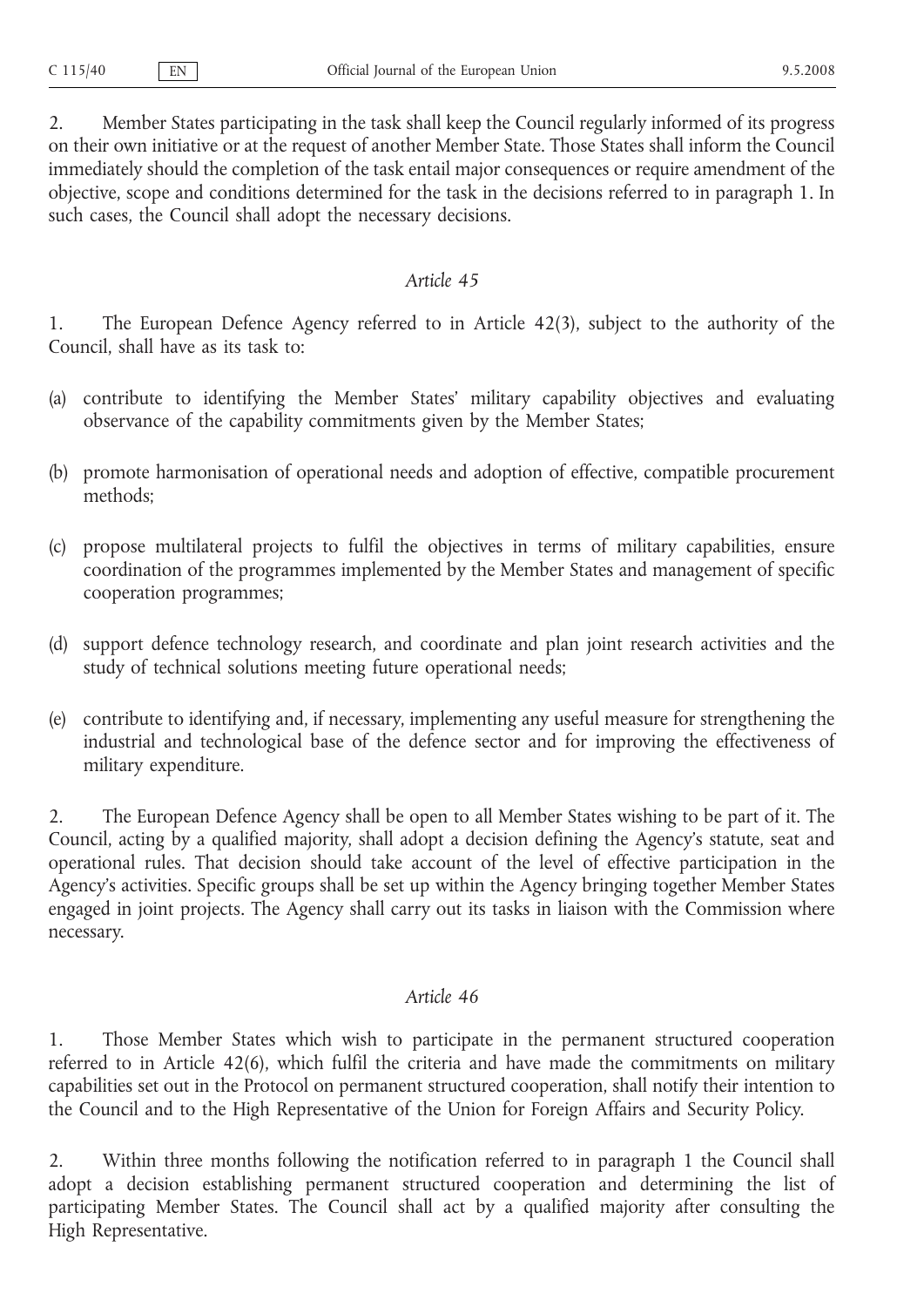2. Member States participating in the task shall keep the Council regularly informed of its progress on their own initiative or at the request of another Member State. Those States shall inform the Council immediately should the completion of the task entail major consequences or require amendment of the objective, scope and conditions determined for the task in the decisions referred to in paragraph 1. In such cases, the Council shall adopt the necessary decisions.

*Article 45*

1. The European Defence Agency referred to in Article 42(3), subject to the authority of the Council, shall have as its task to:

(a) contribute to identifying the Member States' military capability objectives and evaluating observance of the capability commitments given by the Member States;

(b) promote harmonisation of operational needs and adoption of effective, compatible procurement methods;

(c) propose multilateral projects to fulfil the objectives in terms of military capabilities, ensure coordination of the programmes implemented by the Member States and management of specific cooperation programmes;

(d) support defence technology research, and coordinate and plan joint research activities and the study of technical solutions meeting future operational needs;

(e) contribute to identifying and, if necessary, implementing any useful measure for strengthening the industrial and technological base of the defence sector and for improving the effectiveness of military expenditure.

2. The European Defence Agency shall be open to all Member States wishing to be part of it. The Council, acting by a qualified majority, shall adopt a decision defining the Agency's statute, seat and operational rules. That decision should take account of the level of effective participation in the Agency's activities. Specific groups shall be set up within the Agency bringing together Member States engaged in joint projects. The Agency shall carry out its tasks in liaison with the Commission where necessary.

*Article 46*

1. Those Member States which wish to participate in the permanent structured cooperation referred to in Article 42(6), which fulfil the criteria and have made the commitments on military capabilities set out in the Protocol on permanent structured cooperation, shall notify their intention to the Council and to the High Representative of the Union for Foreign Affairs and Security Policy.

2. Within three months following the notification referred to in paragraph 1 the Council shall adopt a decision establishing permanent structured cooperation and determining the list of participating Member States. The Council shall act by a qualified majority after consulting the High Representative.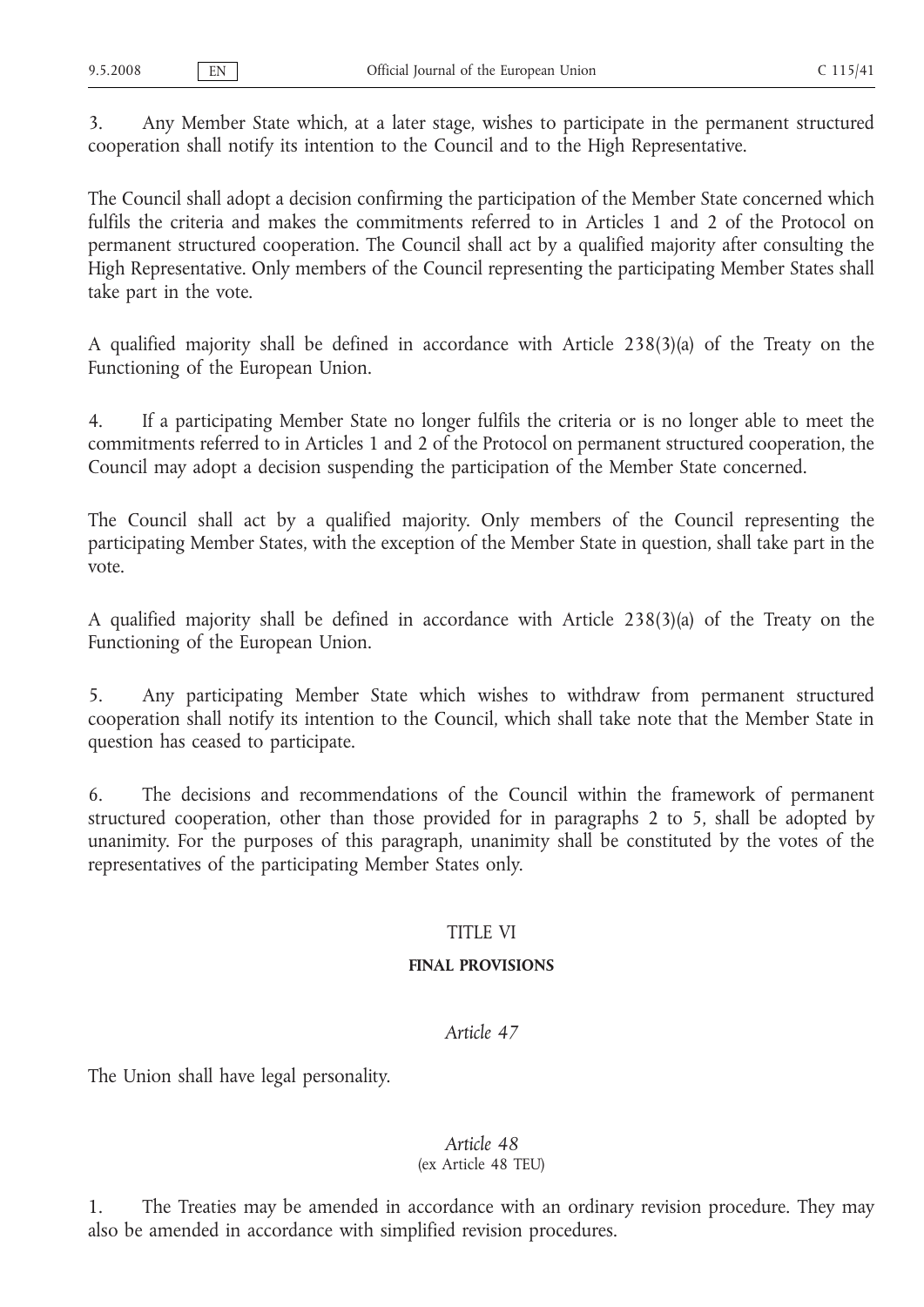3. Any Member State which, at a later stage, wishes to participate in the permanent structured cooperation shall notify its intention to the Council and to the High Representative.

The Council shall adopt a decision confirming the participation of the Member State concerned which fulfils the criteria and makes the commitments referred to in Articles 1 and 2 of the Protocol on permanent structured cooperation. The Council shall act by a qualified majority after consulting the High Representative. Only members of the Council representing the participating Member States shall take part in the vote.

A qualified majority shall be defined in accordance with Article 238(3)(a) of the Treaty on the Functioning of the European Union.

4. If a participating Member State no longer fulfils the criteria or is no longer able to meet the commitments referred to in Articles 1 and 2 of the Protocol on permanent structured cooperation, the Council may adopt a decision suspending the participation of the Member State concerned.

The Council shall act by a qualified majority. Only members of the Council representing the participating Member States, with the exception of the Member State in question, shall take part in the vote.

A qualified majority shall be defined in accordance with Article 238(3)(a) of the Treaty on the Functioning of the European Union.

5. Any participating Member State which wishes to withdraw from permanent structured cooperation shall notify its intention to the Council, which shall take note that the Member State in question has ceased to participate.

6. The decisions and recommendations of the Council within the framework of permanent structured cooperation, other than those provided for in paragraphs 2 to 5, shall be adopted by unanimity. For the purposes of this paragraph, unanimity shall be constituted by the votes of the representatives of the participating Member States only.

## TITLE VI

## FINAL PROVISIONS

### *Article 47*

The Union shall have legal personality.

### *Article 48*
(ex Article 48 TEU)

1. The Treaties may be amended in accordance with an ordinary revision procedure. They may also be amended in accordance with simplified revision procedures.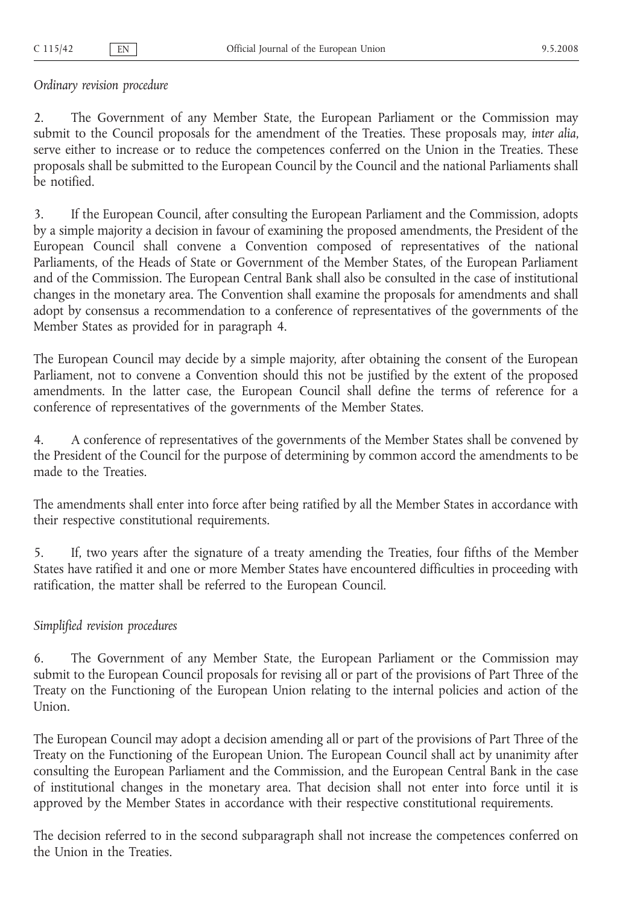*Ordinary revision procedure*

2. The Government of any Member State, the European Parliament or the Commission may submit to the Council proposals for the amendment of the Treaties. These proposals may, *inter alia*, serve either to increase or to reduce the competences conferred on the Union in the Treaties. These proposals shall be submitted to the European Council by the Council and the national Parliaments shall be notified.

3. If the European Council, after consulting the European Parliament and the Commission, adopts by a simple majority a decision in favour of examining the proposed amendments, the President of the European Council shall convene a Convention composed of representatives of the national Parliaments, of the Heads of State or Government of the Member States, of the European Parliament and of the Commission. The European Central Bank shall also be consulted in the case of institutional changes in the monetary area. The Convention shall examine the proposals for amendments and shall adopt by consensus a recommendation to a conference of representatives of the governments of the Member States as provided for in paragraph 4.

The European Council may decide by a simple majority, after obtaining the consent of the European Parliament, not to convene a Convention should this not be justified by the extent of the proposed amendments. In the latter case, the European Council shall define the terms of reference for a conference of representatives of the governments of the Member States.

4. A conference of representatives of the governments of the Member States shall be convened by the President of the Council for the purpose of determining by common accord the amendments to be made to the Treaties.

The amendments shall enter into force after being ratified by all the Member States in accordance with their respective constitutional requirements.

5. If, two years after the signature of a treaty amending the Treaties, four fifths of the Member States have ratified it and one or more Member States have encountered difficulties in proceeding with ratification, the matter shall be referred to the European Council.

*Simplified revision procedures*

6. The Government of any Member State, the European Parliament or the Commission may submit to the European Council proposals for revising all or part of the provisions of Part Three of the Treaty on the Functioning of the European Union relating to the internal policies and action of the Union.

The European Council may adopt a decision amending all or part of the provisions of Part Three of the Treaty on the Functioning of the European Union. The European Council shall act by unanimity after consulting the European Parliament and the Commission, and the European Central Bank in the case of institutional changes in the monetary area. That decision shall not enter into force until it is approved by the Member States in accordance with their respective constitutional requirements.

The decision referred to in the second subparagraph shall not increase the competences conferred on the Union in the Treaties.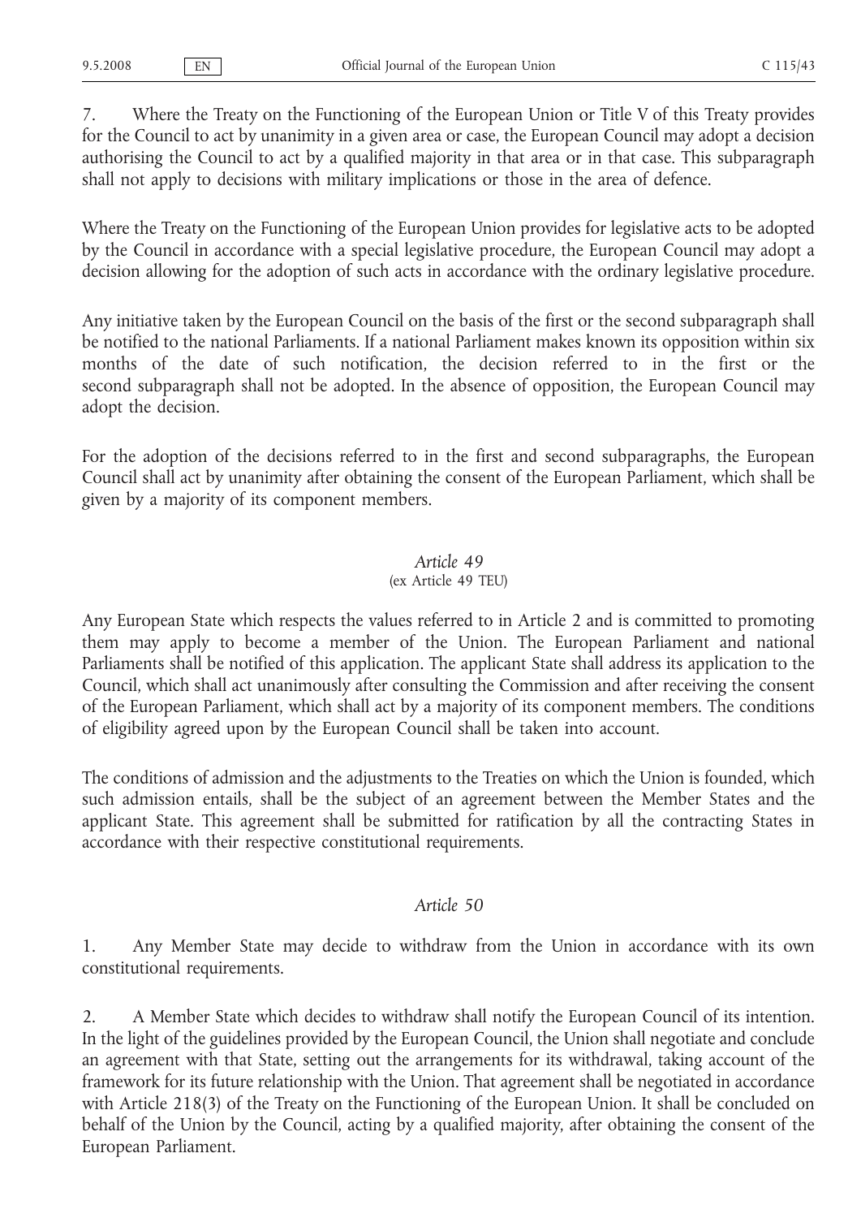7. Where the Treaty on the Functioning of the European Union or Title V of this Treaty provides for the Council to act by unanimity in a given area or case, the European Council may adopt a decision authorising the Council to act by a qualified majority in that area or in that case. This subparagraph shall not apply to decisions with military implications or those in the area of defence.

Where the Treaty on the Functioning of the European Union provides for legislative acts to be adopted by the Council in accordance with a special legislative procedure, the European Council may adopt a decision allowing for the adoption of such acts in accordance with the ordinary legislative procedure.

Any initiative taken by the European Council on the basis of the first or the second subparagraph shall be notified to the national Parliaments. If a national Parliament makes known its opposition within six months of the date of such notification, the decision referred to in the first or the second subparagraph shall not be adopted. In the absence of opposition, the European Council may adopt the decision.

For the adoption of the decisions referred to in the first and second subparagraphs, the European Council shall act by unanimity after obtaining the consent of the European Parliament, which shall be given by a majority of its component members.

### *Article 49*
(ex Article 49 TEU)

Any European State which respects the values referred to in Article 2 and is committed to promoting them may apply to become a member of the Union. The European Parliament and national Parliaments shall be notified of this application. The applicant State shall address its application to the Council, which shall act unanimously after consulting the Commission and after receiving the consent of the European Parliament, which shall act by a majority of its component members. The conditions of eligibility agreed upon by the European Council shall be taken into account.

The conditions of admission and the adjustments to the Treaties on which the Union is founded, which such admission entails, shall be the subject of an agreement between the Member States and the applicant State. This agreement shall be submitted for ratification by all the contracting States in accordance with their respective constitutional requirements.

### *Article 50*

1. Any Member State may decide to withdraw from the Union in accordance with its own constitutional requirements.

2. A Member State which decides to withdraw shall notify the European Council of its intention. In the light of the guidelines provided by the European Council, the Union shall negotiate and conclude an agreement with that State, setting out the arrangements for its withdrawal, taking account of the framework for its future relationship with the Union. That agreement shall be negotiated in accordance with Article 218(3) of the Treaty on the Functioning of the European Union. It shall be concluded on behalf of the Union by the Council, acting by a qualified majority, after obtaining the consent of the European Parliament.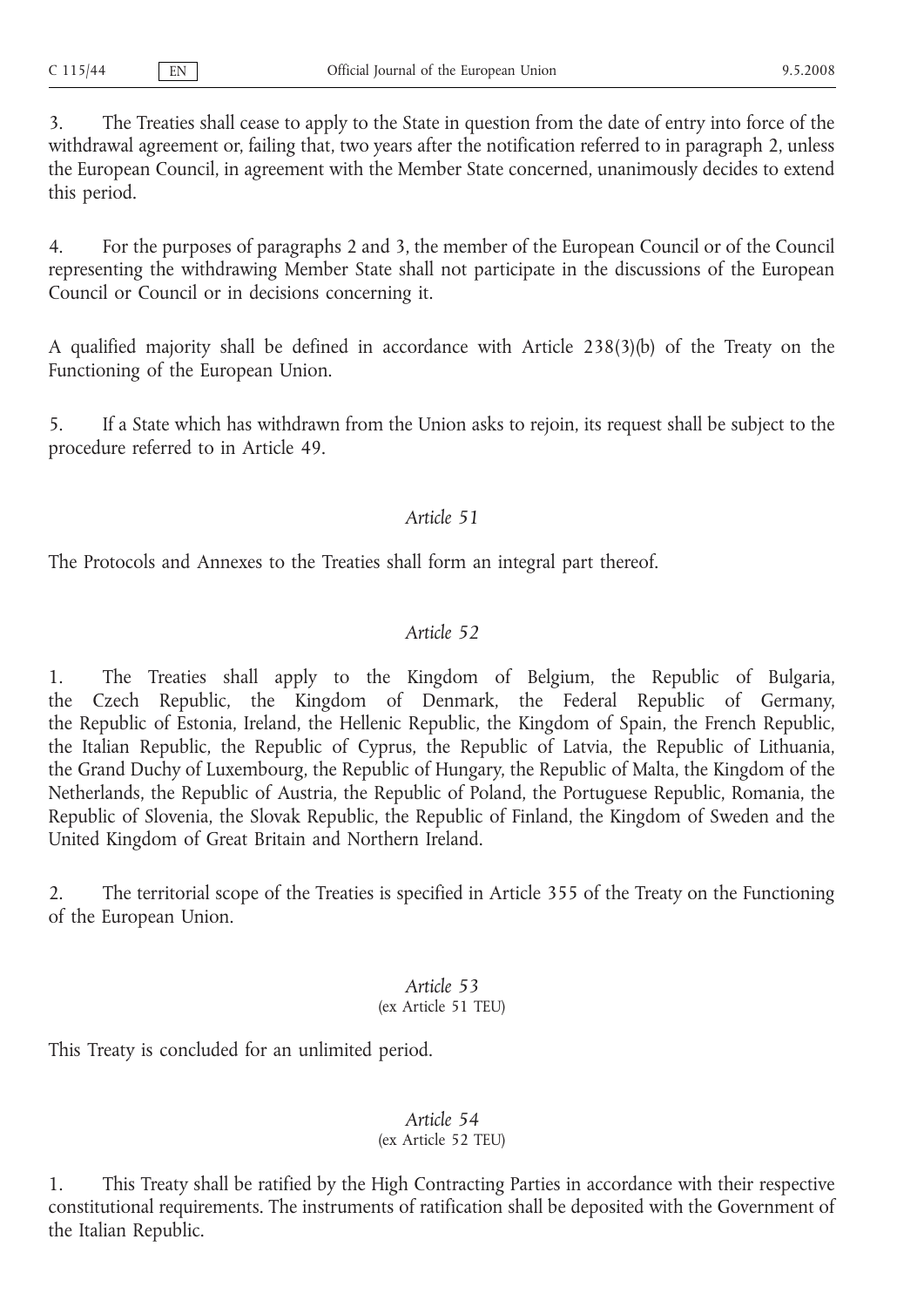3. The Treaties shall cease to apply to the State in question from the date of entry into force of the withdrawal agreement or, failing that, two years after the notification referred to in paragraph 2, unless the European Council, in agreement with the Member State concerned, unanimously decides to extend this period.

4. For the purposes of paragraphs 2 and 3, the member of the European Council or of the Council representing the withdrawing Member State shall not participate in the discussions of the European Council or Council or in decisions concerning it.

A qualified majority shall be defined in accordance with Article 238(3)(b) of the Treaty on the Functioning of the European Union.

5. If a State which has withdrawn from the Union asks to rejoin, its request shall be subject to the procedure referred to in Article 49.

*Article 51*

The Protocols and Annexes to the Treaties shall form an integral part thereof.

*Article 52*

1. The Treaties shall apply to the Kingdom of Belgium, the Republic of Bulgaria, the Czech Republic, the Kingdom of Denmark, the Federal Republic of Germany, the Republic of Estonia, Ireland, the Hellenic Republic, the Kingdom of Spain, the French Republic, the Italian Republic, the Republic of Cyprus, the Republic of Latvia, the Republic of Lithuania, the Grand Duchy of Luxembourg, the Republic of Hungary, the Republic of Malta, the Kingdom of the Netherlands, the Republic of Austria, the Republic of Poland, the Portuguese Republic, Romania, the Republic of Slovenia, the Slovak Republic, the Republic of Finland, the Kingdom of Sweden and the United Kingdom of Great Britain and Northern Ireland.

2. The territorial scope of the Treaties is specified in Article 355 of the Treaty on the Functioning of the European Union.

*Article 53*
(ex Article 51 TEU)

This Treaty is concluded for an unlimited period.

*Article 54*
(ex Article 52 TEU)

1. This Treaty shall be ratified by the High Contracting Parties in accordance with their respective constitutional requirements. The instruments of ratification shall be deposited with the Government of the Italian Republic.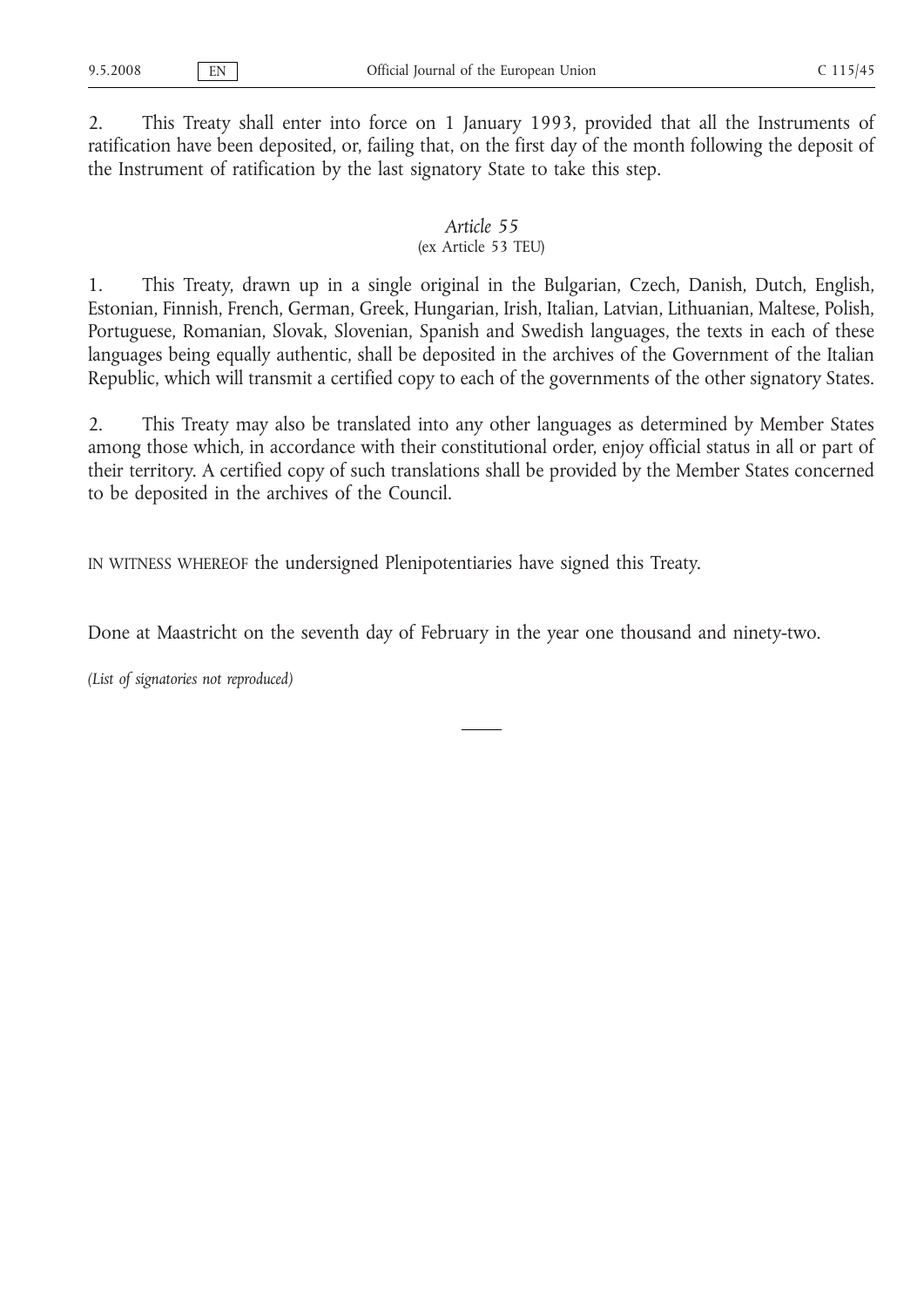2. This Treaty shall enter into force on 1 January 1993, provided that all the Instruments of ratification have been deposited, or, failing that, on the first day of the month following the deposit of the Instrument of ratification by the last signatory State to take this step.

### *Article 55*
(ex Article 53 TEU)

1. This Treaty, drawn up in a single original in the Bulgarian, Czech, Danish, Dutch, English, Estonian, Finnish, French, German, Greek, Hungarian, Irish, Italian, Latvian, Lithuanian, Maltese, Polish, Portuguese, Romanian, Slovak, Slovenian, Spanish and Swedish languages, the texts in each of these languages being equally authentic, shall be deposited in the archives of the Government of the Italian Republic, which will transmit a certified copy to each of the governments of the other signatory States.

2. This Treaty may also be translated into any other languages as determined by Member States among those which, in accordance with their constitutional order, enjoy official status in all or part of their territory. A certified copy of such translations shall be provided by the Member States concerned to be deposited in the archives of the Council.

IN WITNESS WHEREOF the undersigned Plenipotentiaries have signed this Treaty.

Done at Maastricht on the seventh day of February in the year one thousand and ninety-two.

*(List of signatories not reproduced)*